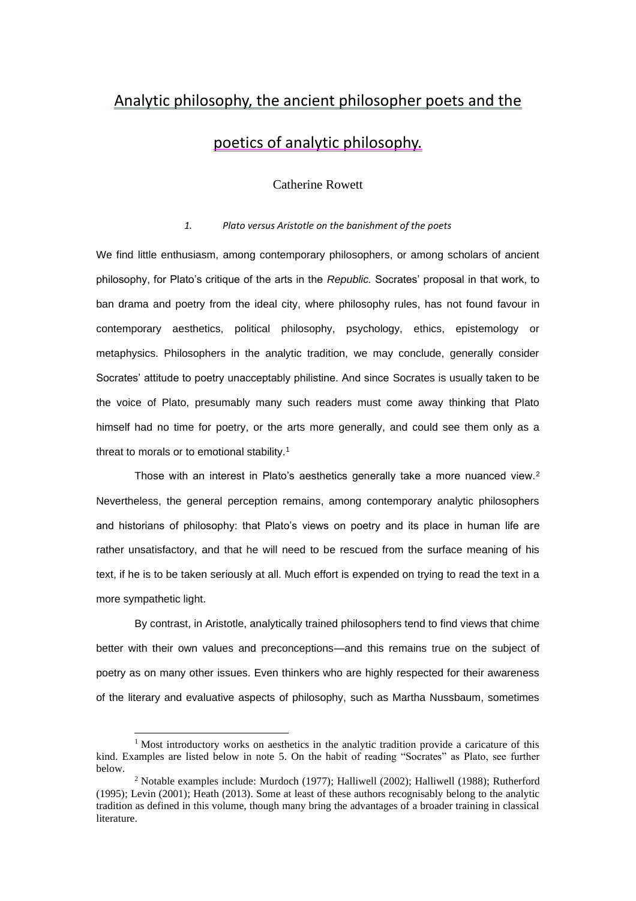# Analytic philosophy, the ancient philosopher poets and the poetics of analytic philosophy.

Catherine Rowett

## *1. Plato versus Aristotle on the banishment of the poets*

We find little enthusiasm, among contemporary philosophers, or among scholars of ancient philosophy, for Plato's critique of the arts in the *Republic.* Socrates' proposal in that work, to ban drama and poetry from the ideal city, where philosophy rules, has not found favour in contemporary aesthetics, political philosophy, psychology, ethics, epistemology or metaphysics. Philosophers in the analytic tradition, we may conclude, generally consider Socrates' attitude to poetry unacceptably philistine. And since Socrates is usually taken to be the voice of Plato, presumably many such readers must come away thinking that Plato himself had no time for poetry, or the arts more generally, and could see them only as a threat to morals or to emotional stability.[1]

Those with an interest in Plato's aesthetics generally take a more nuanced view.[2] Nevertheless, the general perception remains, among contemporary analytic philosophers and historians of philosophy: that Plato's views on poetry and its place in human life are rather unsatisfactory, and that he will need to be rescued from the surface meaning of his text, if he is to be taken seriously at all. Much effort is expended on trying to read the text in a more sympathetic light.

By contrast, in Aristotle, analytically trained philosophers tend to find views that chime better with their own values and preconceptions—and this remains true on the subject of poetry as on many other issues. Even thinkers who are highly respected for their awareness of the literary and evaluative aspects of philosophy, such as Martha Nussbaum, sometimes

---

[1] Most introductory works on aesthetics in the analytic tradition provide a caricature of this kind. Examples are listed below in note 5. On the habit of reading "Socrates" as Plato, see further below.

[2] Notable examples include: Murdoch (1977); Halliwell (2002); Halliwell (1988); Rutherford (1995); Levin (2001); Heath (2013). Some at least of these authors recognisably belong to the analytic tradition as defined in this volume, though many bring the advantages of a broader training in classical literature.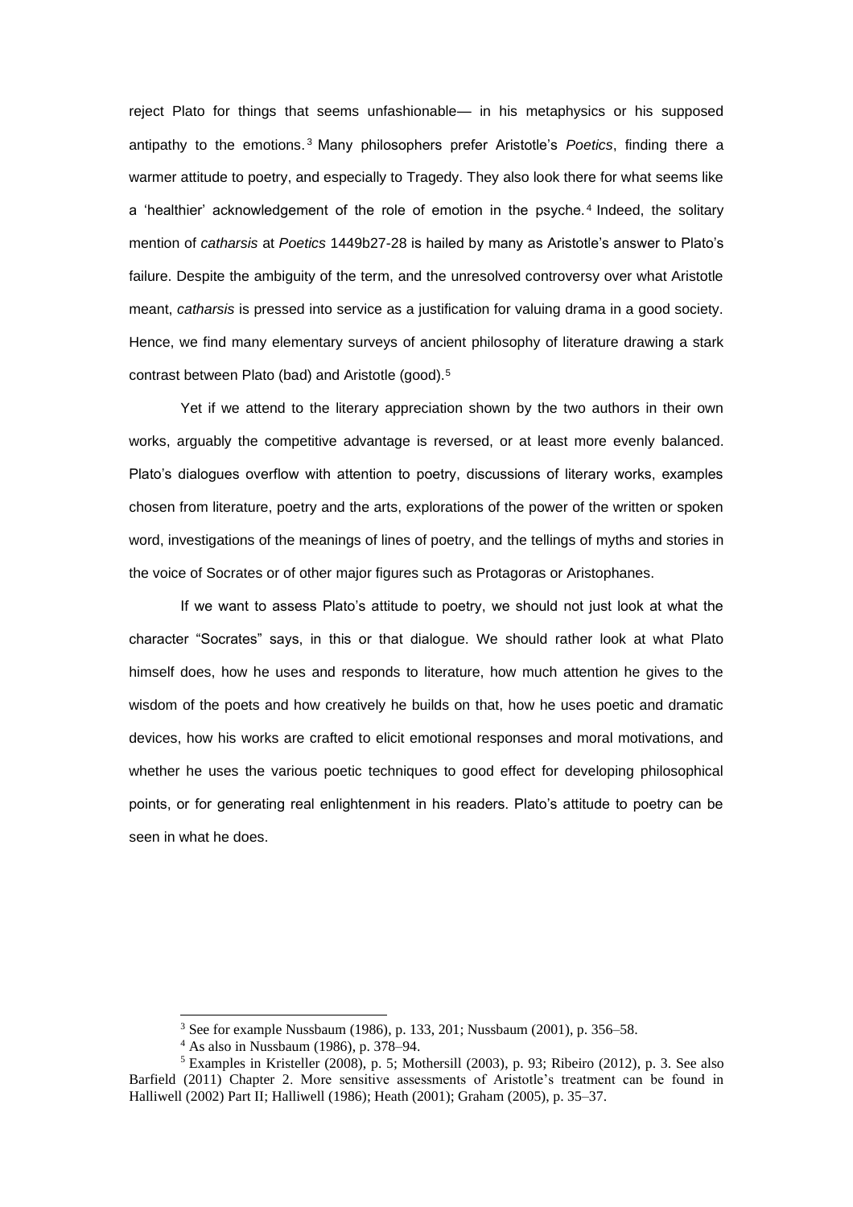reject Plato for things that seems unfashionable— in his metaphysics or his supposed antipathy to the emotions.[3] Many philosophers prefer Aristotle's *Poetics*, finding there a warmer attitude to poetry, and especially to Tragedy. They also look there for what seems like a 'healthier' acknowledgement of the role of emotion in the psyche.[4] Indeed, the solitary mention of *catharsis* at *Poetics* 1449b27-28 is hailed by many as Aristotle's answer to Plato's failure. Despite the ambiguity of the term, and the unresolved controversy over what Aristotle meant, *catharsis* is pressed into service as a justification for valuing drama in a good society. Hence, we find many elementary surveys of ancient philosophy of literature drawing a stark contrast between Plato (bad) and Aristotle (good).[5]

Yet if we attend to the literary appreciation shown by the two authors in their own works, arguably the competitive advantage is reversed, or at least more evenly balanced. Plato's dialogues overflow with attention to poetry, discussions of literary works, examples chosen from literature, poetry and the arts, explorations of the power of the written or spoken word, investigations of the meanings of lines of poetry, and the tellings of myths and stories in the voice of Socrates or of other major figures such as Protagoras or Aristophanes.

If we want to assess Plato's attitude to poetry, we should not just look at what the character "Socrates" says, in this or that dialogue. We should rather look at what Plato himself does, how he uses and responds to literature, how much attention he gives to the wisdom of the poets and how creatively he builds on that, how he uses poetic and dramatic devices, how his works are crafted to elicit emotional responses and moral motivations, and whether he uses the various poetic techniques to good effect for developing philosophical points, or for generating real enlightenment in his readers. Plato's attitude to poetry can be seen in what he does.

---

[3] See for example Nussbaum (1986), p. 133, 201; Nussbaum (2001), p. 356–58.

[4] As also in Nussbaum (1986), p. 378–94.

[5] Examples in Kristeller (2008), p. 5; Mothersill (2003), p. 93; Ribeiro (2012), p. 3. See also Barfield (2011) Chapter 2. More sensitive assessments of Aristotle's treatment can be found in Halliwell (2002) Part II; Halliwell (1986); Heath (2001); Graham (2005), p. 35–37.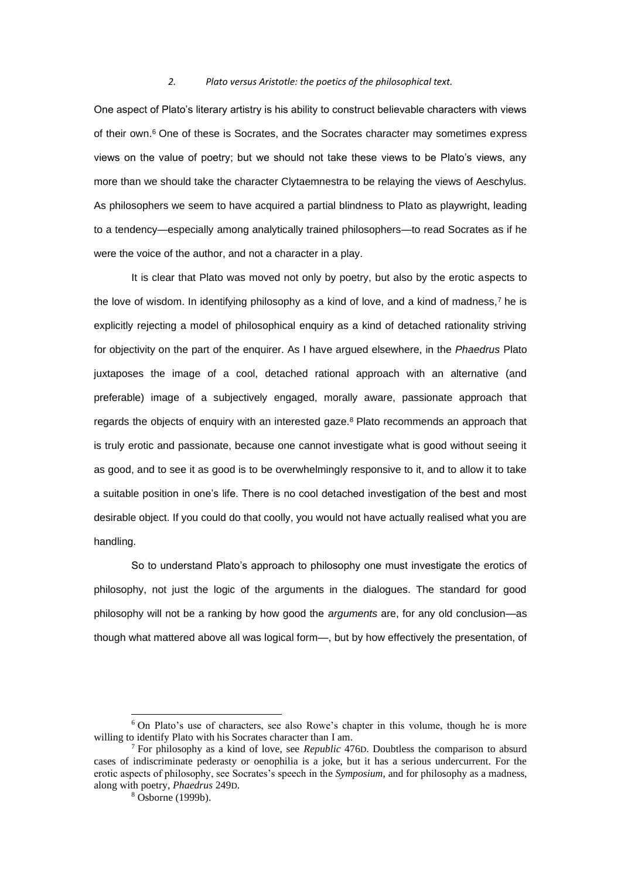## 2. *Plato versus Aristotle: the poetics of the philosophical text.*

One aspect of Plato's literary artistry is his ability to construct believable characters with views of their own.[6] One of these is Socrates, and the Socrates character may sometimes express views on the value of poetry; but we should not take these views to be Plato's views, any more than we should take the character Clytaemnestra to be relaying the views of Aeschylus. As philosophers we seem to have acquired a partial blindness to Plato as playwright, leading to a tendency—especially among analytically trained philosophers—to read Socrates as if he were the voice of the author, and not a character in a play.

It is clear that Plato was moved not only by poetry, but also by the erotic aspects to the love of wisdom. In identifying philosophy as a kind of love, and a kind of madness,[7] he is explicitly rejecting a model of philosophical enquiry as a kind of detached rationality striving for objectivity on the part of the enquirer. As I have argued elsewhere, in the *Phaedrus* Plato juxtaposes the image of a cool, detached rational approach with an alternative (and preferable) image of a subjectively engaged, morally aware, passionate approach that regards the objects of enquiry with an interested gaze.[8] Plato recommends an approach that is truly erotic and passionate, because one cannot investigate what is good without seeing it as good, and to see it as good is to be overwhelmingly responsive to it, and to allow it to take a suitable position in one's life. There is no cool detached investigation of the best and most desirable object. If you could do that coolly, you would not have actually realised what you are handling.

So to understand Plato's approach to philosophy one must investigate the erotics of philosophy, not just the logic of the arguments in the dialogues. The standard for good philosophy will not be a ranking by how good the *arguments* are, for any old conclusion—as though what mattered above all was logical form—, but by how effectively the presentation, of

---

[6] On Plato's use of characters, see also Rowe's chapter in this volume, though he is more willing to identify Plato with his Socrates character than I am.

[7] For philosophy as a kind of love, see *Republic* 476D. Doubtless the comparison to absurd cases of indiscriminate pederasty or oenophilia is a joke, but it has a serious undercurrent. For the erotic aspects of philosophy, see Socrates's speech in the *Symposium*, and for philosophy as a madness, along with poetry, *Phaedrus* 249D.

[8] Osborne (1999b).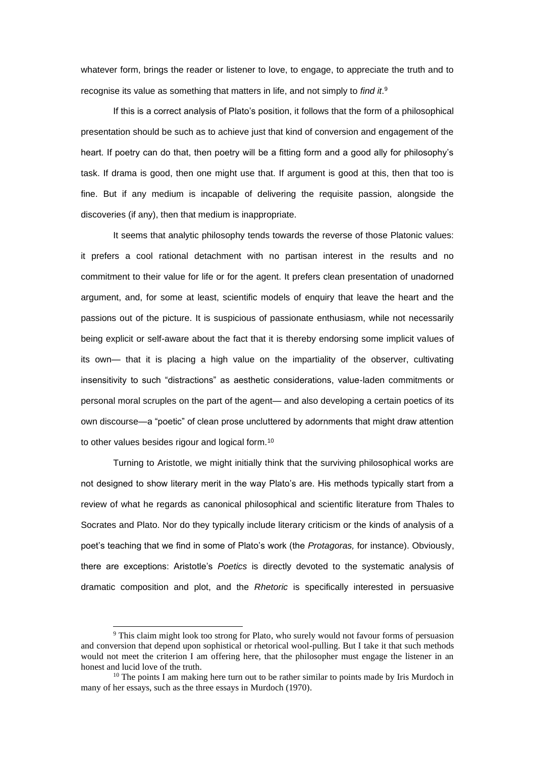whatever form, brings the reader or listener to love, to engage, to appreciate the truth and to recognise its value as something that matters in life, and not simply to *find it*.[9]

If this is a correct analysis of Plato's position, it follows that the form of a philosophical presentation should be such as to achieve just that kind of conversion and engagement of the heart. If poetry can do that, then poetry will be a fitting form and a good ally for philosophy's task. If drama is good, then one might use that. If argument is good at this, then that too is fine. But if any medium is incapable of delivering the requisite passion, alongside the discoveries (if any), then that medium is inappropriate.

It seems that analytic philosophy tends towards the reverse of those Platonic values: it prefers a cool rational detachment with no partisan interest in the results and no commitment to their value for life or for the agent. It prefers clean presentation of unadorned argument, and, for some at least, scientific models of enquiry that leave the heart and the passions out of the picture. It is suspicious of passionate enthusiasm, while not necessarily being explicit or self-aware about the fact that it is thereby endorsing some implicit values of its own— that it is placing a high value on the impartiality of the observer, cultivating insensitivity to such "distractions" as aesthetic considerations, value-laden commitments or personal moral scruples on the part of the agent— and also developing a certain poetics of its own discourse—a "poetic" of clean prose uncluttered by adornments that might draw attention to other values besides rigour and logical form.[10]

Turning to Aristotle, we might initially think that the surviving philosophical works are not designed to show literary merit in the way Plato's are. His methods typically start from a review of what he regards as canonical philosophical and scientific literature from Thales to Socrates and Plato. Nor do they typically include literary criticism or the kinds of analysis of a poet's teaching that we find in some of Plato's work (the *Protagoras,* for instance). Obviously, there are exceptions: Aristotle's *Poetics* is directly devoted to the systematic analysis of dramatic composition and plot, and the *Rhetoric* is specifically interested in persuasive

[9] This claim might look too strong for Plato, who surely would not favour forms of persuasion and conversion that depend upon sophistical or rhetorical wool-pulling. But I take it that such methods would not meet the criterion I am offering here, that the philosopher must engage the listener in an honest and lucid love of the truth.

[10] The points I am making here turn out to be rather similar to points made by Iris Murdoch in many of her essays, such as the three essays in Murdoch (1970).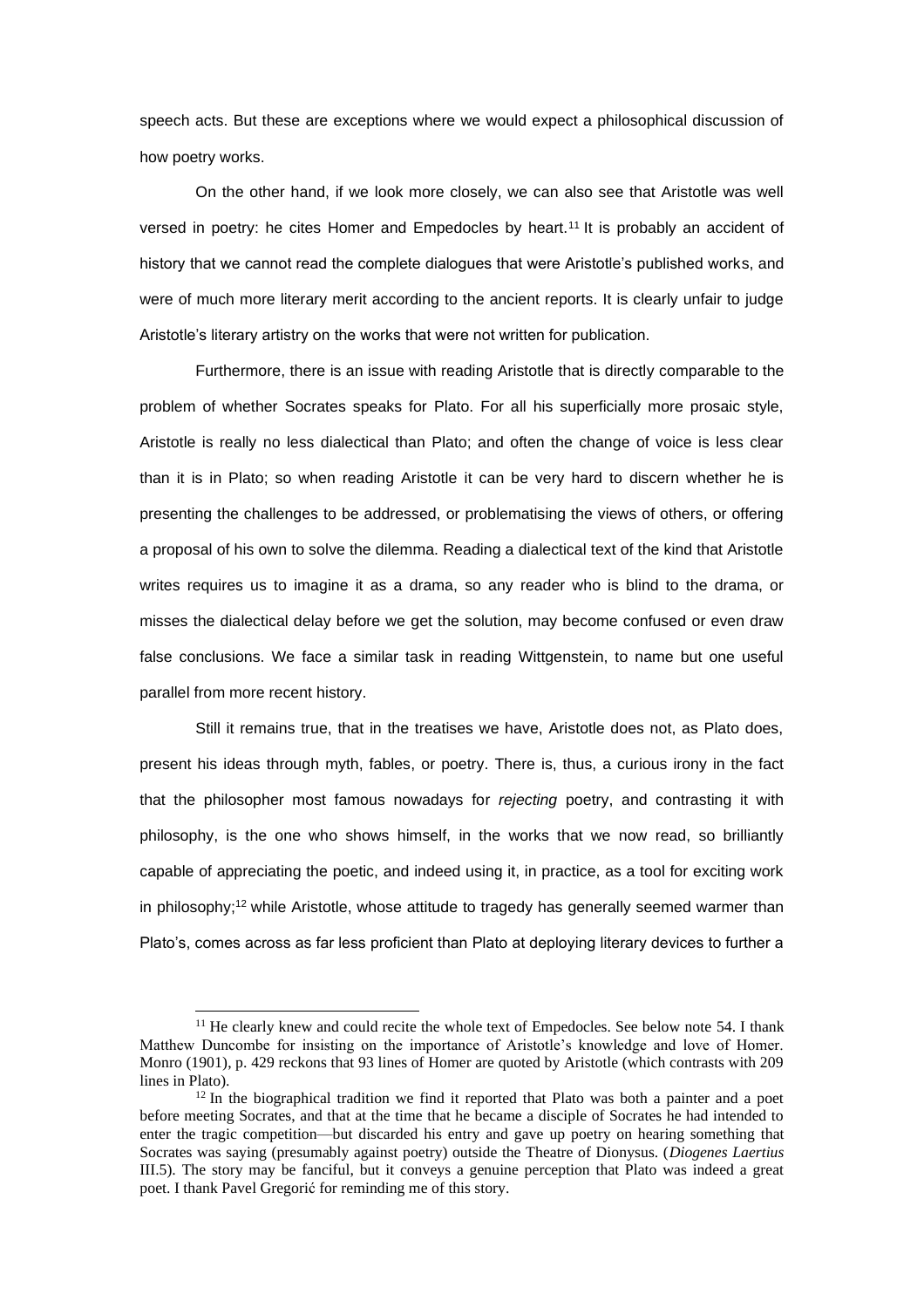speech acts. But these are exceptions where we would expect a philosophical discussion of how poetry works.

On the other hand, if we look more closely, we can also see that Aristotle was well versed in poetry: he cites Homer and Empedocles by heart.[11] It is probably an accident of history that we cannot read the complete dialogues that were Aristotle's published works, and were of much more literary merit according to the ancient reports. It is clearly unfair to judge Aristotle's literary artistry on the works that were not written for publication.

Furthermore, there is an issue with reading Aristotle that is directly comparable to the problem of whether Socrates speaks for Plato. For all his superficially more prosaic style, Aristotle is really no less dialectical than Plato; and often the change of voice is less clear than it is in Plato; so when reading Aristotle it can be very hard to discern whether he is presenting the challenges to be addressed, or problematising the views of others, or offering a proposal of his own to solve the dilemma. Reading a dialectical text of the kind that Aristotle writes requires us to imagine it as a drama, so any reader who is blind to the drama, or misses the dialectical delay before we get the solution, may become confused or even draw false conclusions. We face a similar task in reading Wittgenstein, to name but one useful parallel from more recent history.

Still it remains true, that in the treatises we have, Aristotle does not, as Plato does, present his ideas through myth, fables, or poetry. There is, thus, a curious irony in the fact that the philosopher most famous nowadays for *rejecting* poetry, and contrasting it with philosophy, is the one who shows himself, in the works that we now read, so brilliantly capable of appreciating the poetic, and indeed using it, in practice, as a tool for exciting work in philosophy;[12] while Aristotle, whose attitude to tragedy has generally seemed warmer than Plato's, comes across as far less proficient than Plato at deploying literary devices to further a

---

[11] He clearly knew and could recite the whole text of Empedocles. See below note 54. I thank Matthew Duncombe for insisting on the importance of Aristotle's knowledge and love of Homer. Monro (1901), p. 429 reckons that 93 lines of Homer are quoted by Aristotle (which contrasts with 209 lines in Plato).

[12] In the biographical tradition we find it reported that Plato was both a painter and a poet before meeting Socrates, and that at the time that he became a disciple of Socrates he had intended to enter the tragic competition—but discarded his entry and gave up poetry on hearing something that Socrates was saying (presumably against poetry) outside the Theatre of Dionysus. (*Diogenes Laertius* III.5). The story may be fanciful, but it conveys a genuine perception that Plato was indeed a great poet. I thank Pavel Gregorić for reminding me of this story.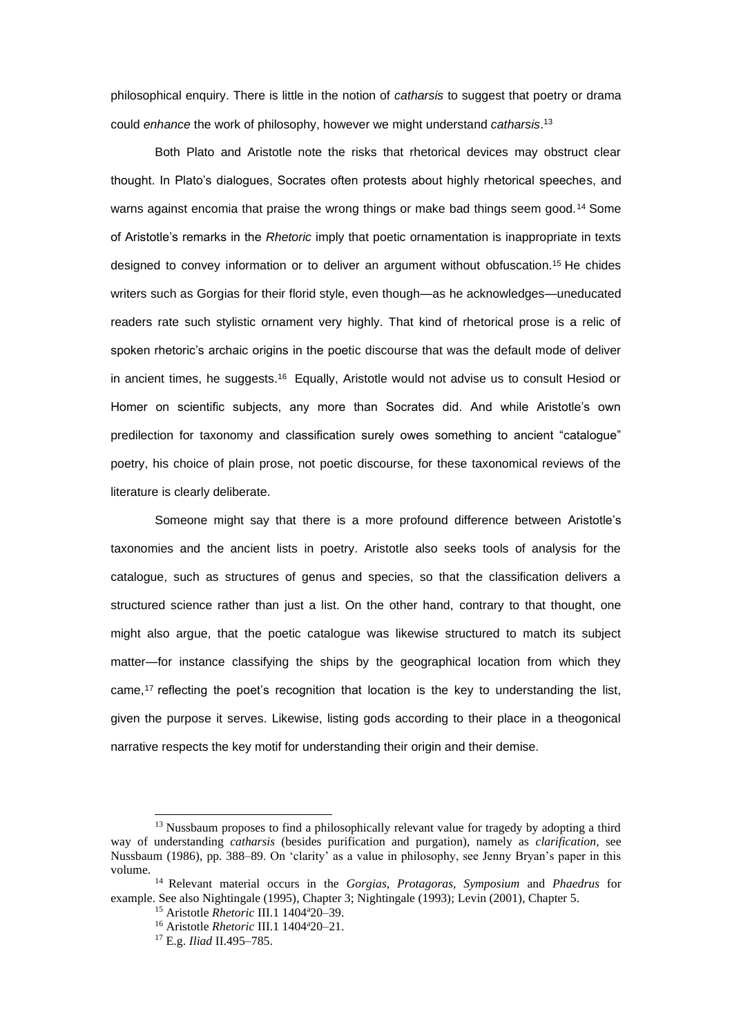philosophical enquiry. There is little in the notion of *catharsis* to suggest that poetry or drama could *enhance* the work of philosophy, however we might understand *catharsis*.[13]

Both Plato and Aristotle note the risks that rhetorical devices may obstruct clear thought. In Plato's dialogues, Socrates often protests about highly rhetorical speeches, and warns against encomia that praise the wrong things or make bad things seem good.[14] Some of Aristotle's remarks in the *Rhetoric* imply that poetic ornamentation is inappropriate in texts designed to convey information or to deliver an argument without obfuscation.[15] He chides writers such as Gorgias for their florid style, even though—as he acknowledges—uneducated readers rate such stylistic ornament very highly. That kind of rhetorical prose is a relic of spoken rhetoric's archaic origins in the poetic discourse that was the default mode of deliver in ancient times, he suggests.[16] Equally, Aristotle would not advise us to consult Hesiod or Homer on scientific subjects, any more than Socrates did. And while Aristotle's own predilection for taxonomy and classification surely owes something to ancient "catalogue" poetry, his choice of plain prose, not poetic discourse, for these taxonomical reviews of the literature is clearly deliberate.

Someone might say that there is a more profound difference between Aristotle's taxonomies and the ancient lists in poetry. Aristotle also seeks tools of analysis for the catalogue, such as structures of genus and species, so that the classification delivers a structured science rather than just a list. On the other hand, contrary to that thought, one might also argue, that the poetic catalogue was likewise structured to match its subject matter—for instance classifying the ships by the geographical location from which they came,[17] reflecting the poet's recognition that location is the key to understanding the list, given the purpose it serves. Likewise, listing gods according to their place in a theogonical narrative respects the key motif for understanding their origin and their demise.

---

[13] Nussbaum proposes to find a philosophically relevant value for tragedy by adopting a third way of understanding *catharsis* (besides purification and purgation), namely as *clarification*, see Nussbaum (1986), pp. 388–89. On 'clarity' as a value in philosophy, see Jenny Bryan's paper in this volume.

[14] Relevant material occurs in the *Gorgias*, *Protagoras*, *Symposium* and *Phaedrus* for example. See also Nightingale (1995), Chapter 3; Nightingale (1993); Levin (2001), Chapter 5.

[15] Aristotle *Rhetoric* III.1 1404$^a$20–39.

[16] Aristotle *Rhetoric* III.1 1404$^a$20–21.

[17] E.g. *Iliad* II.495–785.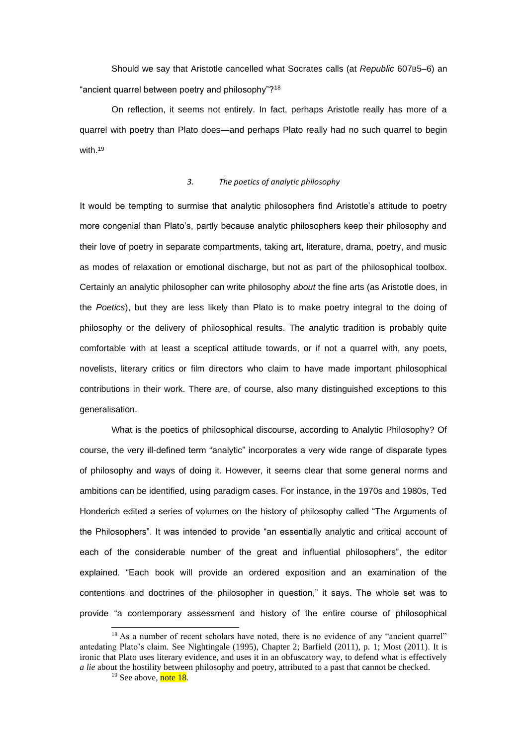Should we say that Aristotle cancelled what Socrates calls (at *Republic* 607B5–6) an "ancient quarrel between poetry and philosophy"?[18]

On reflection, it seems not entirely. In fact, perhaps Aristotle really has more of a quarrel with poetry than Plato does—and perhaps Plato really had no such quarrel to begin with.[19]

### *3. The poetics of analytic philosophy*

It would be tempting to surmise that analytic philosophers find Aristotle's attitude to poetry more congenial than Plato's, partly because analytic philosophers keep their philosophy and their love of poetry in separate compartments, taking art, literature, drama, poetry, and music as modes of relaxation or emotional discharge, but not as part of the philosophical toolbox. Certainly an analytic philosopher can write philosophy *about* the fine arts (as Aristotle does, in the *Poetics*), but they are less likely than Plato is to make poetry integral to the doing of philosophy or the delivery of philosophical results. The analytic tradition is probably quite comfortable with at least a sceptical attitude towards, or if not a quarrel with, any poets, novelists, literary critics or film directors who claim to have made important philosophical contributions in their work. There are, of course, also many distinguished exceptions to this generalisation.

What is the poetics of philosophical discourse, according to Analytic Philosophy? Of course, the very ill-defined term "analytic" incorporates a very wide range of disparate types of philosophy and ways of doing it. However, it seems clear that some general norms and ambitions can be identified, using paradigm cases. For instance, in the 1970s and 1980s, Ted Honderich edited a series of volumes on the history of philosophy called "The Arguments of the Philosophers". It was intended to provide "an essentially analytic and critical account of each of the considerable number of the great and influential philosophers", the editor explained. "Each book will provide an ordered exposition and an examination of the contentions and doctrines of the philosopher in question," it says. The whole set was to provide "a contemporary assessment and history of the entire course of philosophical

---

[18] As a number of recent scholars have noted, there is no evidence of any "ancient quarrel" antedating Plato's claim. See Nightingale (1995), Chapter 2; Barfield (2011), p. 1; Most (2011). It is ironic that Plato uses literary evidence, and uses it in an obfuscatory way, to defend what is effectively *a lie* about the hostility between philosophy and poetry, attributed to a past that cannot be checked.

[19] See above, note 18.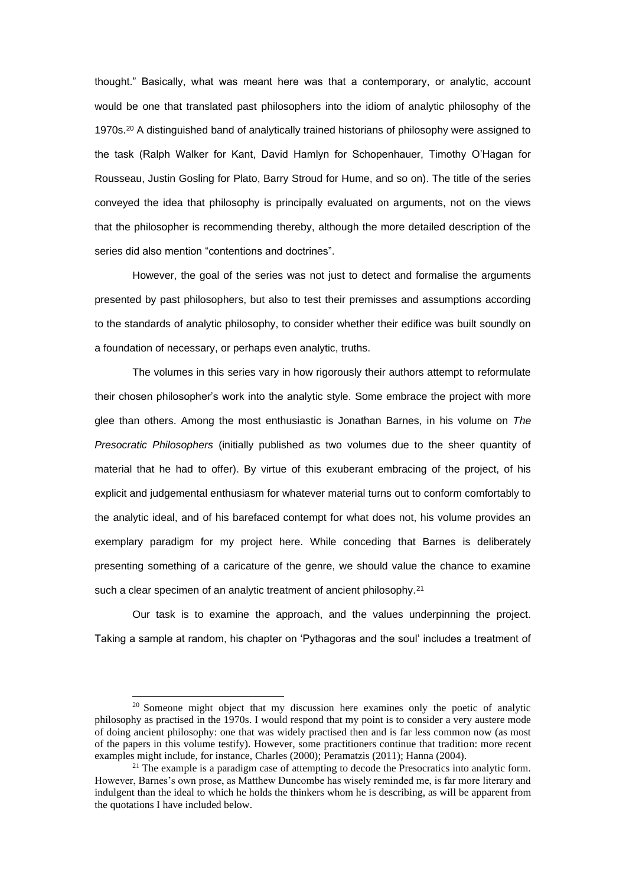thought." Basically, what was meant here was that a contemporary, or analytic, account would be one that translated past philosophers into the idiom of analytic philosophy of the 1970s.[20] A distinguished band of analytically trained historians of philosophy were assigned to the task (Ralph Walker for Kant, David Hamlyn for Schopenhauer, Timothy O'Hagan for Rousseau, Justin Gosling for Plato, Barry Stroud for Hume, and so on). The title of the series conveyed the idea that philosophy is principally evaluated on arguments, not on the views that the philosopher is recommending thereby, although the more detailed description of the series did also mention "contentions and doctrines".

However, the goal of the series was not just to detect and formalise the arguments presented by past philosophers, but also to test their premisses and assumptions according to the standards of analytic philosophy, to consider whether their edifice was built soundly on a foundation of necessary, or perhaps even analytic, truths.

The volumes in this series vary in how rigorously their authors attempt to reformulate their chosen philosopher's work into the analytic style. Some embrace the project with more glee than others. Among the most enthusiastic is Jonathan Barnes, in his volume on *The Presocratic Philosophers* (initially published as two volumes due to the sheer quantity of material that he had to offer). By virtue of this exuberant embracing of the project, of his explicit and judgemental enthusiasm for whatever material turns out to conform comfortably to the analytic ideal, and of his barefaced contempt for what does not, his volume provides an exemplary paradigm for my project here. While conceding that Barnes is deliberately presenting something of a caricature of the genre, we should value the chance to examine such a clear specimen of an analytic treatment of ancient philosophy.[21]

Our task is to examine the approach, and the values underpinning the project. Taking a sample at random, his chapter on 'Pythagoras and the soul' includes a treatment of

[20] Someone might object that my discussion here examines only the poetic of analytic philosophy as practised in the 1970s. I would respond that my point is to consider a very austere mode of doing ancient philosophy: one that was widely practised then and is far less common now (as most of the papers in this volume testify). However, some practitioners continue that tradition: more recent examples might include, for instance, Charles (2000); Peramatzis (2011); Hanna (2004).

[21] The example is a paradigm case of attempting to decode the Presocratics into analytic form. However, Barnes's own prose, as Matthew Duncombe has wisely reminded me, is far more literary and indulgent than the ideal to which he holds the thinkers whom he is describing, as will be apparent from the quotations I have included below.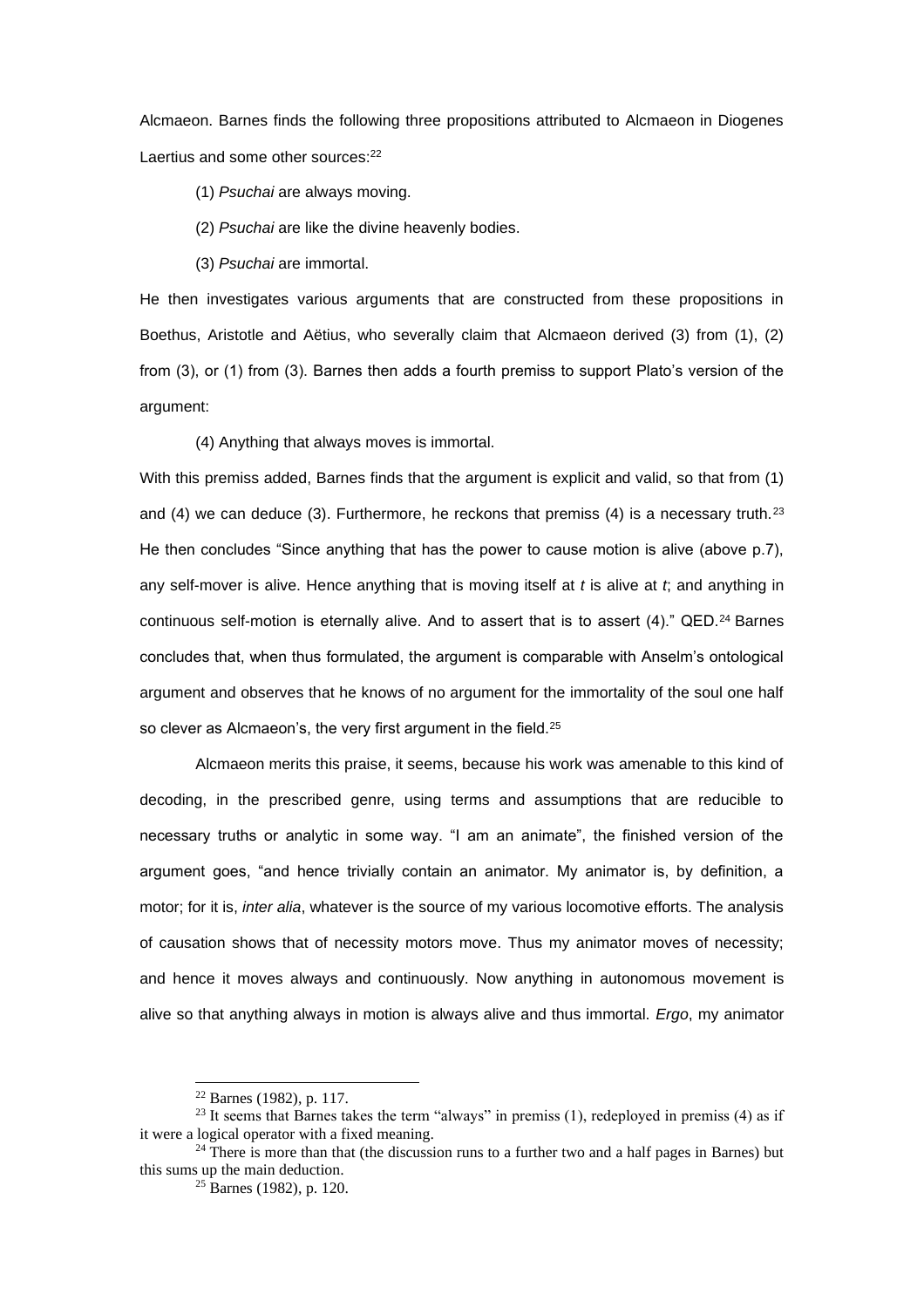Alcmaeon. Barnes finds the following three propositions attributed to Alcmaeon in Diogenes Laertius and some other sources:[22]

(1) *Psuchai* are always moving.

(2) *Psuchai* are like the divine heavenly bodies.

(3) *Psuchai* are immortal.

He then investigates various arguments that are constructed from these propositions in Boethus, Aristotle and Aëtius, who severally claim that Alcmaeon derived (3) from (1), (2) from (3), or (1) from (3). Barnes then adds a fourth premiss to support Plato's version of the argument:

(4) Anything that always moves is immortal.

With this premiss added, Barnes finds that the argument is explicit and valid, so that from (1) and (4) we can deduce (3). Furthermore, he reckons that premiss (4) is a necessary truth.[23] He then concludes "Since anything that has the power to cause motion is alive (above p.7), any self-mover is alive. Hence anything that is moving itself at *t* is alive at *t*; and anything in continuous self-motion is eternally alive. And to assert that is to assert (4)." QED.[24] Barnes concludes that, when thus formulated, the argument is comparable with Anselm's ontological argument and observes that he knows of no argument for the immortality of the soul one half so clever as Alcmaeon's, the very first argument in the field.[25]

Alcmaeon merits this praise, it seems, because his work was amenable to this kind of decoding, in the prescribed genre, using terms and assumptions that are reducible to necessary truths or analytic in some way. "I am an animate", the finished version of the argument goes, "and hence trivially contain an animator. My animator is, by definition, a motor; for it is, *inter alia*, whatever is the source of my various locomotive efforts. The analysis of causation shows that of necessity motors move. Thus my animator moves of necessity; and hence it moves always and continuously. Now anything in autonomous movement is alive so that anything always in motion is always alive and thus immortal. *Ergo*, my animator

[22] Barnes (1982), p. 117.

[23] It seems that Barnes takes the term "always" in premiss (1), redeployed in premiss (4) as if it were a logical operator with a fixed meaning.

[24] There is more than that (the discussion runs to a further two and a half pages in Barnes) but this sums up the main deduction.

[25] Barnes (1982), p. 120.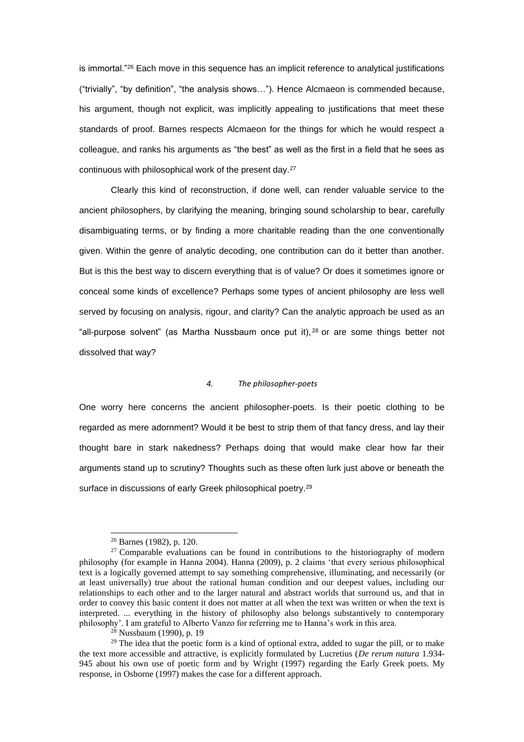is immortal."[26] Each move in this sequence has an implicit reference to analytical justifications ("trivially", "by definition", "the analysis shows…"). Hence Alcmaeon is commended because, his argument, though not explicit, was implicitly appealing to justifications that meet these standards of proof. Barnes respects Alcmaeon for the things for which he would respect a colleague, and ranks his arguments as "the best" as well as the first in a field that he sees as continuous with philosophical work of the present day.[27]

Clearly this kind of reconstruction, if done well, can render valuable service to the ancient philosophers, by clarifying the meaning, bringing sound scholarship to bear, carefully disambiguating terms, or by finding a more charitable reading than the one conventionally given. Within the genre of analytic decoding, one contribution can do it better than another. But is this the best way to discern everything that is of value? Or does it sometimes ignore or conceal some kinds of excellence? Perhaps some types of ancient philosophy are less well served by focusing on analysis, rigour, and clarity? Can the analytic approach be used as an "all-purpose solvent" (as Martha Nussbaum once put it),[28] or are some things better not dissolved that way?

### *4. The philosopher-poets*

One worry here concerns the ancient philosopher-poets. Is their poetic clothing to be regarded as mere adornment? Would it be best to strip them of that fancy dress, and lay their thought bare in stark nakedness? Perhaps doing that would make clear how far their arguments stand up to scrutiny? Thoughts such as these often lurk just above or beneath the surface in discussions of early Greek philosophical poetry.[29]

---

[26] Barnes (1982), p. 120.

[27] Comparable evaluations can be found in contributions to the historiography of modern philosophy (for example in Hanna 2004). Hanna (2009), p. 2 claims 'that every serious philosophical text is a logically governed attempt to say something comprehensive, illuminating, and necessarily (or at least universally) true about the rational human condition and our deepest values, including our relationships to each other and to the larger natural and abstract worlds that surround us, and that in order to convey this basic content it does not matter at all when the text was written or when the text is interpreted. ... everything in the history of philosophy also belongs substantively to contemporary philosophy'. I am grateful to Alberto Vanzo for referring me to Hanna's work in this area.

[28] Nussbaum (1990), p. 19

[29] The idea that the poetic form is a kind of optional extra, added to sugar the pill, or to make the text more accessible and attractive, is explicitly formulated by Lucretius (*De rerum natura* 1.934-945 about his own use of poetic form and by Wright (1997) regarding the Early Greek poets. My response, in Osborne (1997) makes the case for a different approach.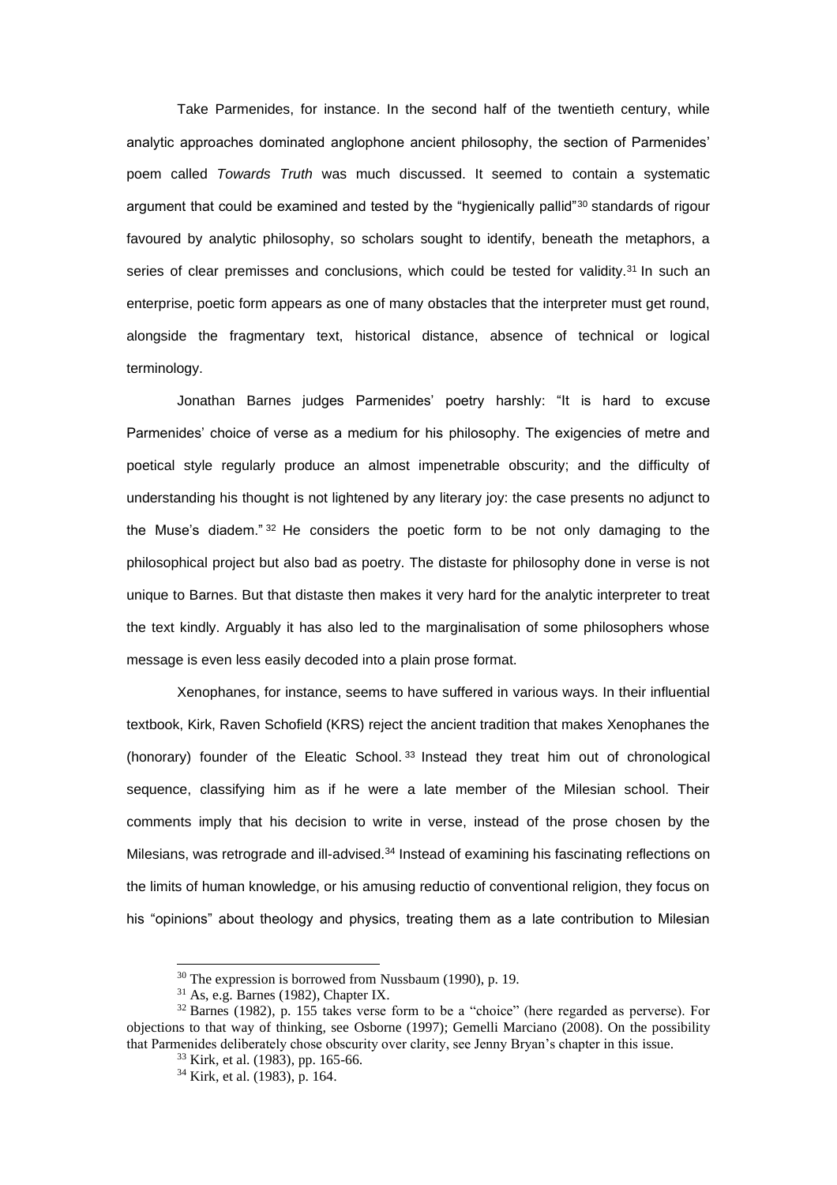Take Parmenides, for instance. In the second half of the twentieth century, while analytic approaches dominated anglophone ancient philosophy, the section of Parmenides' poem called *Towards Truth* was much discussed. It seemed to contain a systematic argument that could be examined and tested by the "hygienically pallid"[30] standards of rigour favoured by analytic philosophy, so scholars sought to identify, beneath the metaphors, a series of clear premisses and conclusions, which could be tested for validity.[31] In such an enterprise, poetic form appears as one of many obstacles that the interpreter must get round, alongside the fragmentary text, historical distance, absence of technical or logical terminology.

Jonathan Barnes judges Parmenides' poetry harshly: "It is hard to excuse Parmenides' choice of verse as a medium for his philosophy. The exigencies of metre and poetical style regularly produce an almost impenetrable obscurity; and the difficulty of understanding his thought is not lightened by any literary joy: the case presents no adjunct to the Muse's diadem."[32] He considers the poetic form to be not only damaging to the philosophical project but also bad as poetry. The distaste for philosophy done in verse is not unique to Barnes. But that distaste then makes it very hard for the analytic interpreter to treat the text kindly. Arguably it has also led to the marginalisation of some philosophers whose message is even less easily decoded into a plain prose format.

Xenophanes, for instance, seems to have suffered in various ways. In their influential textbook, Kirk, Raven Schofield (KRS) reject the ancient tradition that makes Xenophanes the (honorary) founder of the Eleatic School.[33] Instead they treat him out of chronological sequence, classifying him as if he were a late member of the Milesian school. Their comments imply that his decision to write in verse, instead of the prose chosen by the Milesians, was retrograde and ill-advised.[34] Instead of examining his fascinating reflections on the limits of human knowledge, or his amusing reductio of conventional religion, they focus on his "opinions" about theology and physics, treating them as a late contribution to Milesian

---

[30] The expression is borrowed from Nussbaum (1990), p. 19.

[31] As, e.g. Barnes (1982), Chapter IX.

[32] Barnes (1982), p. 155 takes verse form to be a "choice" (here regarded as perverse). For objections to that way of thinking, see Osborne (1997); Gemelli Marciano (2008). On the possibility that Parmenides deliberately chose obscurity over clarity, see Jenny Bryan's chapter in this issue.

[33] Kirk, et al. (1983), pp. 165-66.

[34] Kirk, et al. (1983), p. 164.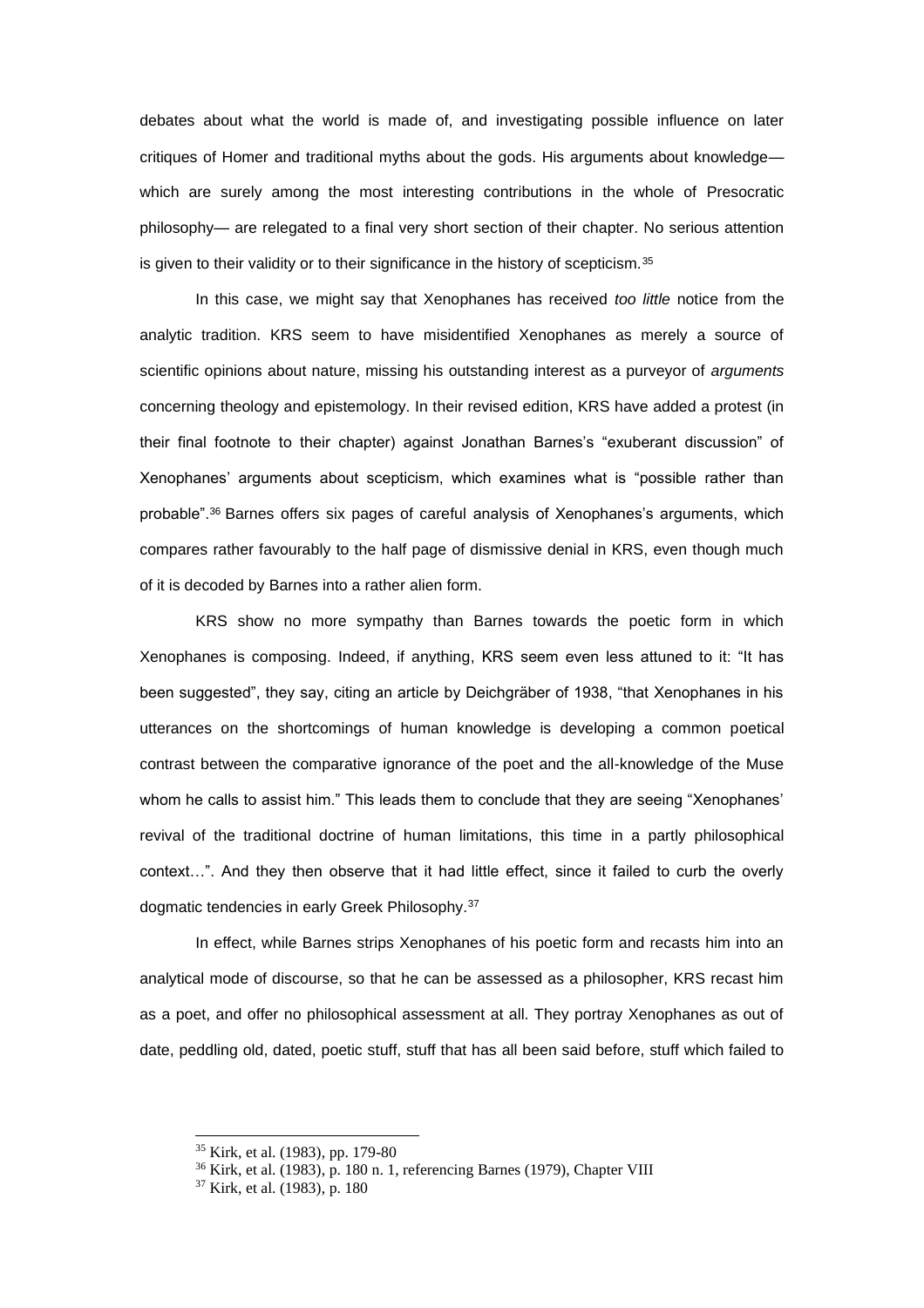debates about what the world is made of, and investigating possible influence on later critiques of Homer and traditional myths about the gods. His arguments about knowledge— which are surely among the most interesting contributions in the whole of Presocratic philosophy— are relegated to a final very short section of their chapter. No serious attention is given to their validity or to their significance in the history of scepticism.[35]

In this case, we might say that Xenophanes has received *too little* notice from the analytic tradition. KRS seem to have misidentified Xenophanes as merely a source of scientific opinions about nature, missing his outstanding interest as a purveyor of *arguments* concerning theology and epistemology. In their revised edition, KRS have added a protest (in their final footnote to their chapter) against Jonathan Barnes's "exuberant discussion" of Xenophanes' arguments about scepticism, which examines what is "possible rather than probable".[36] Barnes offers six pages of careful analysis of Xenophanes's arguments, which compares rather favourably to the half page of dismissive denial in KRS, even though much of it is decoded by Barnes into a rather alien form.

KRS show no more sympathy than Barnes towards the poetic form in which Xenophanes is composing. Indeed, if anything, KRS seem even less attuned to it: "It has been suggested", they say, citing an article by Deichgräber of 1938, "that Xenophanes in his utterances on the shortcomings of human knowledge is developing a common poetical contrast between the comparative ignorance of the poet and the all-knowledge of the Muse whom he calls to assist him." This leads them to conclude that they are seeing "Xenophanes' revival of the traditional doctrine of human limitations, this time in a partly philosophical context…". And they then observe that it had little effect, since it failed to curb the overly dogmatic tendencies in early Greek Philosophy.[37]

In effect, while Barnes strips Xenophanes of his poetic form and recasts him into an analytical mode of discourse, so that he can be assessed as a philosopher, KRS recast him as a poet, and offer no philosophical assessment at all. They portray Xenophanes as out of date, peddling old, dated, poetic stuff, stuff that has all been said before, stuff which failed to

---

[35] Kirk, et al. (1983), pp. 179-80

[36] Kirk, et al. (1983), p. 180 n. 1, referencing Barnes (1979), Chapter VIII

[37] Kirk, et al. (1983), p. 180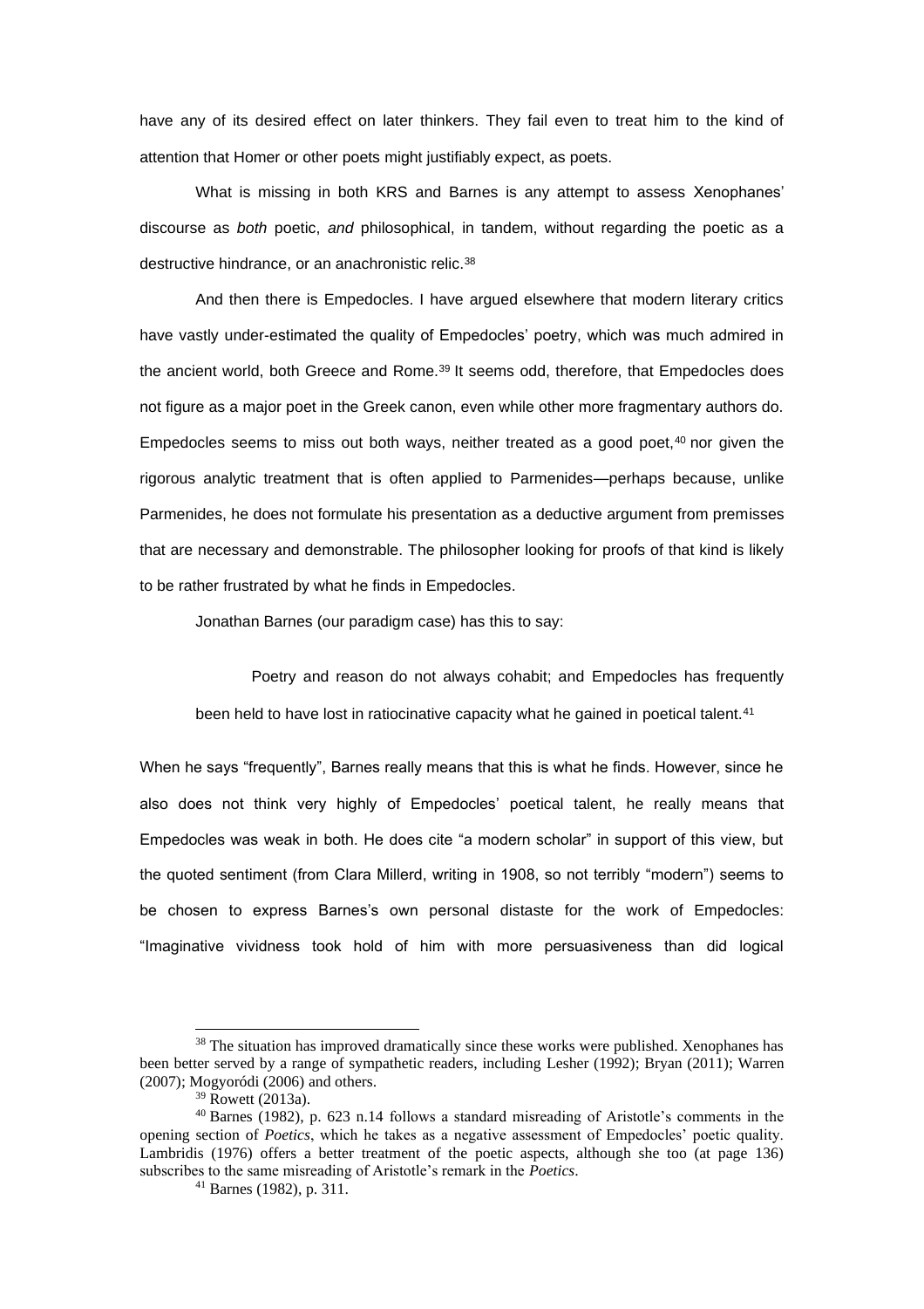have any of its desired effect on later thinkers. They fail even to treat him to the kind of attention that Homer or other poets might justifiably expect, as poets.

What is missing in both KRS and Barnes is any attempt to assess Xenophanes' discourse as *both* poetic, *and* philosophical, in tandem, without regarding the poetic as a destructive hindrance, or an anachronistic relic.[38]

And then there is Empedocles. I have argued elsewhere that modern literary critics have vastly under-estimated the quality of Empedocles' poetry, which was much admired in the ancient world, both Greece and Rome.[39] It seems odd, therefore, that Empedocles does not figure as a major poet in the Greek canon, even while other more fragmentary authors do. Empedocles seems to miss out both ways, neither treated as a good poet,[40] nor given the rigorous analytic treatment that is often applied to Parmenides—perhaps because, unlike Parmenides, he does not formulate his presentation as a deductive argument from premisses that are necessary and demonstrable. The philosopher looking for proofs of that kind is likely to be rather frustrated by what he finds in Empedocles.

Jonathan Barnes (our paradigm case) has this to say:

> Poetry and reason do not always cohabit; and Empedocles has frequently been held to have lost in ratiocinative capacity what he gained in poetical talent.[41]

When he says "frequently", Barnes really means that this is what he finds. However, since he also does not think very highly of Empedocles' poetical talent, he really means that Empedocles was weak in both. He does cite "a modern scholar" in support of this view, but the quoted sentiment (from Clara Millerd, writing in 1908, so not terribly "modern") seems to be chosen to express Barnes's own personal distaste for the work of Empedocles: "Imaginative vividness took hold of him with more persuasiveness than did logical

---

[38] The situation has improved dramatically since these works were published. Xenophanes has been better served by a range of sympathetic readers, including Lesher (1992); Bryan (2011); Warren (2007); Mogyoródi (2006) and others.

[39] Rowett (2013a).

[40] Barnes (1982), p. 623 n.14 follows a standard misreading of Aristotle's comments in the opening section of *Poetics*, which he takes as a negative assessment of Empedocles' poetic quality. Lambridis (1976) offers a better treatment of the poetic aspects, although she too (at page 136) subscribes to the same misreading of Aristotle's remark in the *Poetics*.

[41] Barnes (1982), p. 311.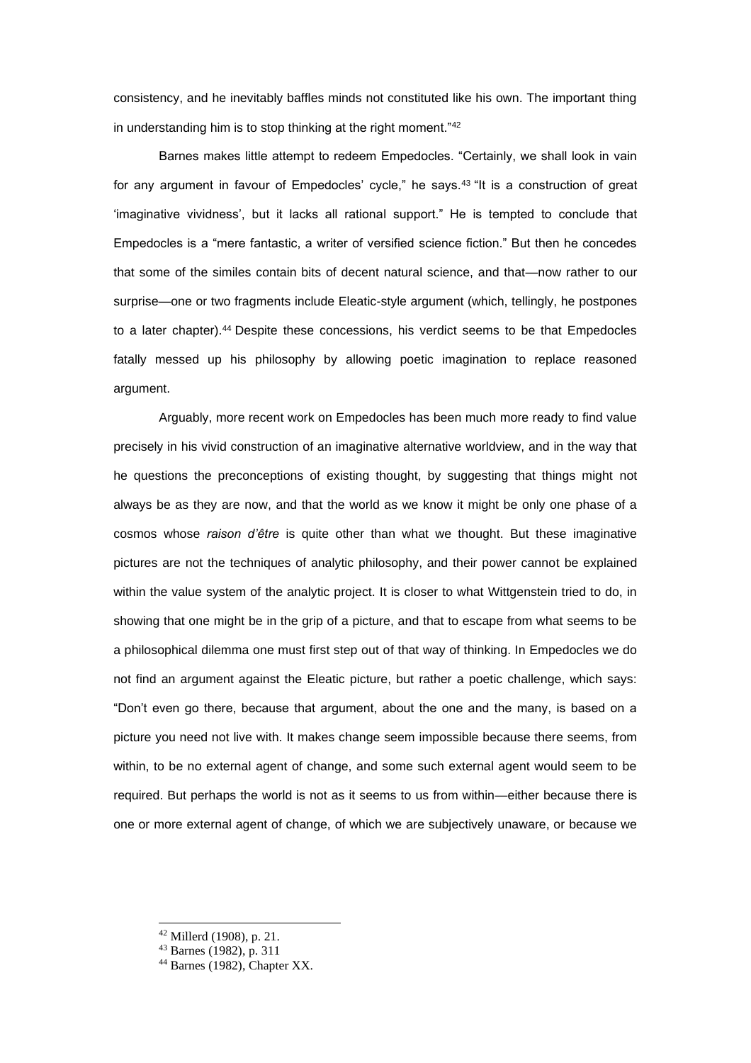consistency, and he inevitably baffles minds not constituted like his own. The important thing in understanding him is to stop thinking at the right moment."[42]

Barnes makes little attempt to redeem Empedocles. "Certainly, we shall look in vain for any argument in favour of Empedocles' cycle," he says.[43] "It is a construction of great 'imaginative vividness', but it lacks all rational support." He is tempted to conclude that Empedocles is a "mere fantastic, a writer of versified science fiction." But then he concedes that some of the similes contain bits of decent natural science, and that—now rather to our surprise—one or two fragments include Eleatic-style argument (which, tellingly, he postpones to a later chapter).[44] Despite these concessions, his verdict seems to be that Empedocles fatally messed up his philosophy by allowing poetic imagination to replace reasoned argument.

Arguably, more recent work on Empedocles has been much more ready to find value precisely in his vivid construction of an imaginative alternative worldview, and in the way that he questions the preconceptions of existing thought, by suggesting that things might not always be as they are now, and that the world as we know it might be only one phase of a cosmos whose *raison d'être* is quite other than what we thought. But these imaginative pictures are not the techniques of analytic philosophy, and their power cannot be explained within the value system of the analytic project. It is closer to what Wittgenstein tried to do, in showing that one might be in the grip of a picture, and that to escape from what seems to be a philosophical dilemma one must first step out of that way of thinking. In Empedocles we do not find an argument against the Eleatic picture, but rather a poetic challenge, which says: "Don't even go there, because that argument, about the one and the many, is based on a picture you need not live with. It makes change seem impossible because there seems, from within, to be no external agent of change, and some such external agent would seem to be required. But perhaps the world is not as it seems to us from within—either because there is one or more external agent of change, of which we are subjectively unaware, or because we

---

[42] Millerd (1908), p. 21.

[43] Barnes (1982), p. 311

[44] Barnes (1982), Chapter XX.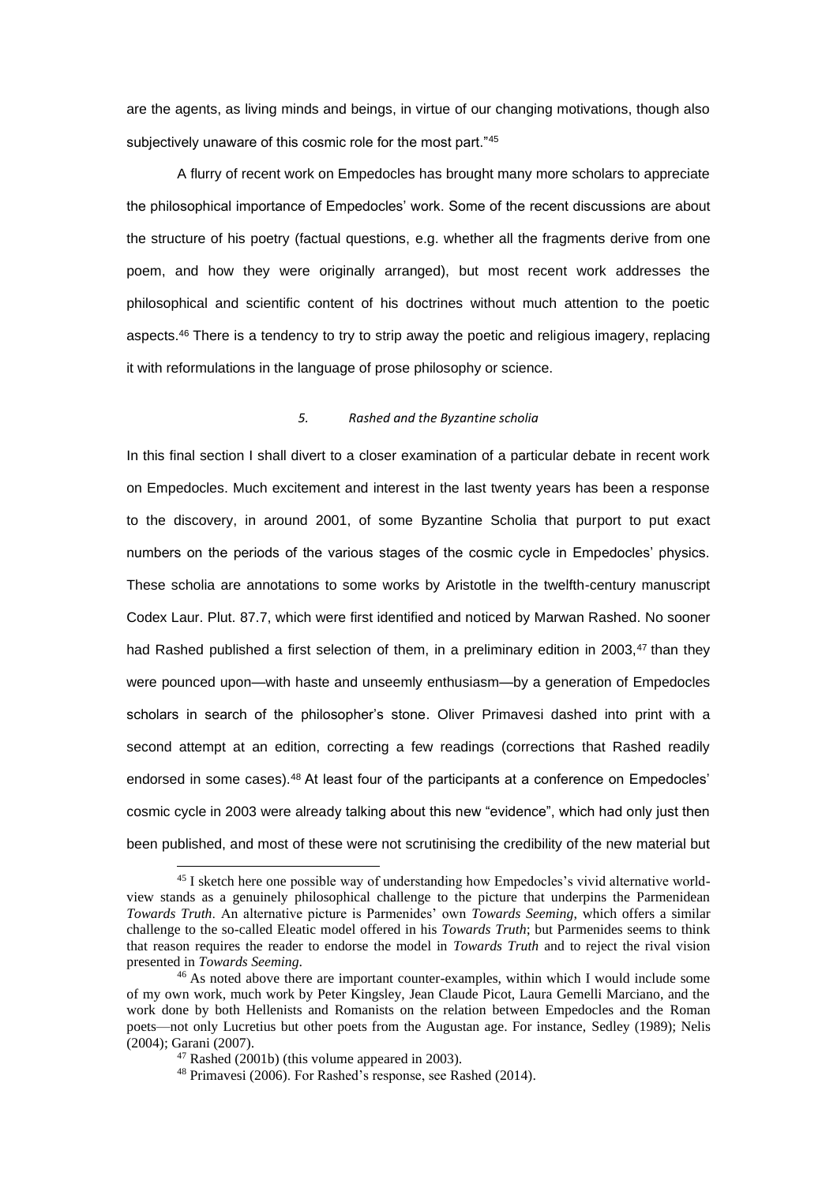are the agents, as living minds and beings, in virtue of our changing motivations, though also subjectively unaware of this cosmic role for the most part."[45]

A flurry of recent work on Empedocles has brought many more scholars to appreciate the philosophical importance of Empedocles' work. Some of the recent discussions are about the structure of his poetry (factual questions, e.g. whether all the fragments derive from one poem, and how they were originally arranged), but most recent work addresses the philosophical and scientific content of his doctrines without much attention to the poetic aspects.[46] There is a tendency to try to strip away the poetic and religious imagery, replacing it with reformulations in the language of prose philosophy or science.

### 5. *Rashed and the Byzantine scholia*

In this final section I shall divert to a closer examination of a particular debate in recent work on Empedocles. Much excitement and interest in the last twenty years has been a response to the discovery, in around 2001, of some Byzantine Scholia that purport to put exact numbers on the periods of the various stages of the cosmic cycle in Empedocles' physics. These scholia are annotations to some works by Aristotle in the twelfth-century manuscript Codex Laur. Plut. 87.7, which were first identified and noticed by Marwan Rashed. No sooner had Rashed published a first selection of them, in a preliminary edition in 2003,[47] than they were pounced upon—with haste and unseemly enthusiasm—by a generation of Empedocles scholars in search of the philosopher's stone. Oliver Primavesi dashed into print with a second attempt at an edition, correcting a few readings (corrections that Rashed readily endorsed in some cases).[48] At least four of the participants at a conference on Empedocles' cosmic cycle in 2003 were already talking about this new "evidence", which had only just then been published, and most of these were not scrutinising the credibility of the new material but

---

[45] I sketch here one possible way of understanding how Empedocles's vivid alternative world-view stands as a genuinely philosophical challenge to the picture that underpins the Parmenidean *Towards Truth*. An alternative picture is Parmenides' own *Towards Seeming*, which offers a similar challenge to the so-called Eleatic model offered in his *Towards Truth*; but Parmenides seems to think that reason requires the reader to endorse the model in *Towards Truth* and to reject the rival vision presented in *Towards Seeming*.

[46] As noted above there are important counter-examples, within which I would include some of my own work, much work by Peter Kingsley, Jean Claude Picot, Laura Gemelli Marciano, and the work done by both Hellenists and Romanists on the relation between Empedocles and the Roman poets—not only Lucretius but other poets from the Augustan age. For instance, Sedley (1989); Nelis (2004); Garani (2007).

[47] Rashed (2001b) (this volume appeared in 2003).

[48] Primavesi (2006). For Rashed's response, see Rashed (2014).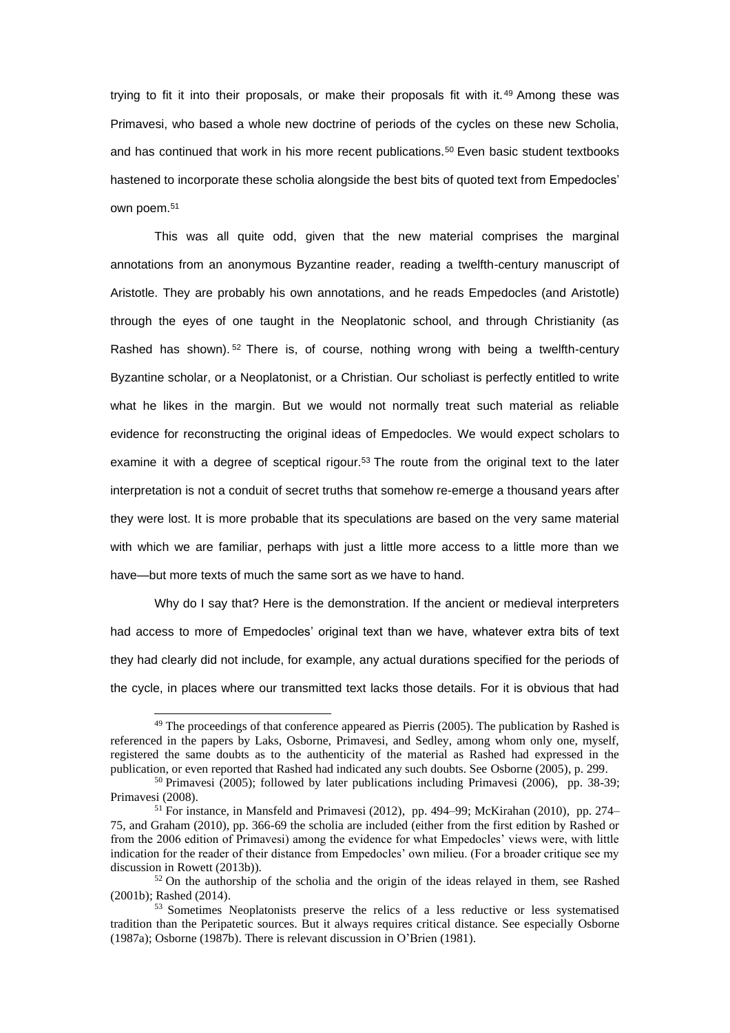trying to fit it into their proposals, or make their proposals fit with it.[49] Among these was Primavesi, who based a whole new doctrine of periods of the cycles on these new Scholia, and has continued that work in his more recent publications.[50] Even basic student textbooks hastened to incorporate these scholia alongside the best bits of quoted text from Empedocles' own poem.[51]

This was all quite odd, given that the new material comprises the marginal annotations from an anonymous Byzantine reader, reading a twelfth-century manuscript of Aristotle. They are probably his own annotations, and he reads Empedocles (and Aristotle) through the eyes of one taught in the Neoplatonic school, and through Christianity (as Rashed has shown).[52] There is, of course, nothing wrong with being a twelfth-century Byzantine scholar, or a Neoplatonist, or a Christian. Our scholiast is perfectly entitled to write what he likes in the margin. But we would not normally treat such material as reliable evidence for reconstructing the original ideas of Empedocles. We would expect scholars to examine it with a degree of sceptical rigour.[53] The route from the original text to the later interpretation is not a conduit of secret truths that somehow re-emerge a thousand years after they were lost. It is more probable that its speculations are based on the very same material with which we are familiar, perhaps with just a little more access to a little more than we have—but more texts of much the same sort as we have to hand.

Why do I say that? Here is the demonstration. If the ancient or medieval interpreters had access to more of Empedocles' original text than we have, whatever extra bits of text they had clearly did not include, for example, any actual durations specified for the periods of the cycle, in places where our transmitted text lacks those details. For it is obvious that had

---

[49] The proceedings of that conference appeared as Pierris (2005). The publication by Rashed is referenced in the papers by Laks, Osborne, Primavesi, and Sedley, among whom only one, myself, registered the same doubts as to the authenticity of the material as Rashed had expressed in the publication, or even reported that Rashed had indicated any such doubts. See Osborne (2005), p. 299.

[50] Primavesi (2005); followed by later publications including Primavesi (2006), pp. 38-39; Primavesi (2008).

[51] For instance, in Mansfeld and Primavesi (2012), pp. 494–99; McKirahan (2010), pp. 274–75, and Graham (2010), pp. 366-69 the scholia are included (either from the first edition by Rashed or from the 2006 edition of Primavesi) among the evidence for what Empedocles' views were, with little indication for the reader of their distance from Empedocles' own milieu. (For a broader critique see my discussion in Rowett (2013b)).

[52] On the authorship of the scholia and the origin of the ideas relayed in them, see Rashed (2001b); Rashed (2014).

[53] Sometimes Neoplatonists preserve the relics of a less reductive or less systematised tradition than the Peripatetic sources. But it always requires critical distance. See especially Osborne (1987a); Osborne (1987b). There is relevant discussion in O'Brien (1981).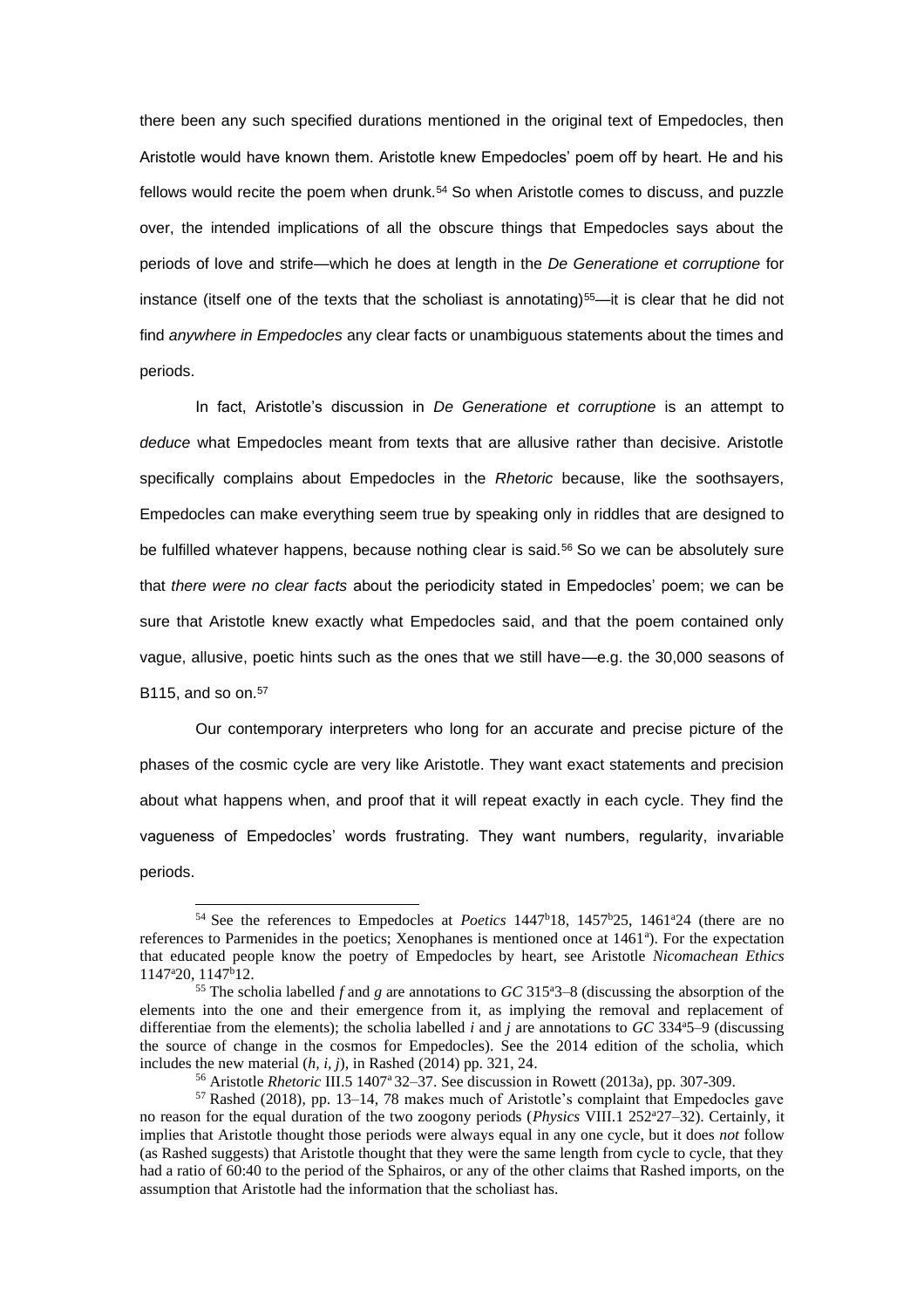there been any such specified durations mentioned in the original text of Empedocles, then Aristotle would have known them. Aristotle knew Empedocles' poem off by heart. He and his fellows would recite the poem when drunk.[54] So when Aristotle comes to discuss, and puzzle over, the intended implications of all the obscure things that Empedocles says about the periods of love and strife—which he does at length in the *De Generatione et corruptione* for instance (itself one of the texts that the scholiast is annotating)[55]—it is clear that he did not find *anywhere in Empedocles* any clear facts or unambiguous statements about the times and periods.

In fact, Aristotle's discussion in *De Generatione et corruptione* is an attempt to *deduce* what Empedocles meant from texts that are allusive rather than decisive. Aristotle specifically complains about Empedocles in the *Rhetoric* because, like the soothsayers, Empedocles can make everything seem true by speaking only in riddles that are designed to be fulfilled whatever happens, because nothing clear is said.[56] So we can be absolutely sure that *there were no clear facts* about the periodicity stated in Empedocles' poem; we can be sure that Aristotle knew exactly what Empedocles said, and that the poem contained only vague, allusive, poetic hints such as the ones that we still have—e.g. the 30,000 seasons of B115, and so on.[57]

Our contemporary interpreters who long for an accurate and precise picture of the phases of the cosmic cycle are very like Aristotle. They want exact statements and precision about what happens when, and proof that it will repeat exactly in each cycle. They find the vagueness of Empedocles' words frustrating. They want numbers, regularity, invariable periods.

---

[54] See the references to Empedocles at *Poetics* 1447$^{b}$18, 1457$^{b}$25, 1461$^{a}$24 (there are no references to Parmenides in the poetics; Xenophanes is mentioned once at 1461$^{a}$). For the expectation that educated people know the poetry of Empedocles by heart, see Aristotle *Nicomachean Ethics* 1147$^{a}$20, 1147$^{b}$12.

[55] The scholia labelled *f* and *g* are annotations to *GC* 315$^{a}$3–8 (discussing the absorption of the elements into the one and their emergence from it, as implying the removal and replacement of differentiae from the elements); the scholia labelled *i* and *j* are annotations to *GC* 334$^{a}$5–9 (discussing the source of change in the cosmos for Empedocles). See the 2014 edition of the scholia, which includes the new material (*h, i, j*), in Rashed (2014) pp. 321, 24.

[56] Aristotle *Rhetoric* III.5 1407$^{a}$32–37. See discussion in Rowett (2013a), pp. 307-309.

[57] Rashed (2018), pp. 13–14, 78 makes much of Aristotle's complaint that Empedocles gave no reason for the equal duration of the two zoogony periods (*Physics* VIII.1 252$^{a}$27–32). Certainly, it implies that Aristotle thought those periods were always equal in any one cycle, but it does *not* follow (as Rashed suggests) that Aristotle thought that they were the same length from cycle to cycle, that they had a ratio of 60:40 to the period of the Sphairos, or any of the other claims that Rashed imports, on the assumption that Aristotle had the information that the scholiast has.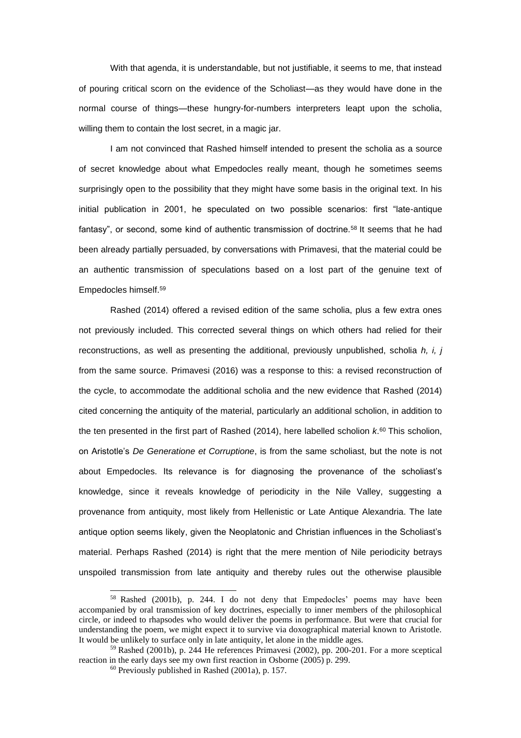With that agenda, it is understandable, but not justifiable, it seems to me, that instead of pouring critical scorn on the evidence of the Scholiast—as they would have done in the normal course of things—these hungry-for-numbers interpreters leapt upon the scholia, willing them to contain the lost secret, in a magic jar.

I am not convinced that Rashed himself intended to present the scholia as a source of secret knowledge about what Empedocles really meant, though he sometimes seems surprisingly open to the possibility that they might have some basis in the original text. In his initial publication in 2001, he speculated on two possible scenarios: first "late-antique fantasy", or second, some kind of authentic transmission of doctrine.[58] It seems that he had been already partially persuaded, by conversations with Primavesi, that the material could be an authentic transmission of speculations based on a lost part of the genuine text of Empedocles himself.[59]

Rashed (2014) offered a revised edition of the same scholia, plus a few extra ones not previously included. This corrected several things on which others had relied for their reconstructions, as well as presenting the additional, previously unpublished, scholia *h, i, j* from the same source. Primavesi (2016) was a response to this: a revised reconstruction of the cycle, to accommodate the additional scholia and the new evidence that Rashed (2014) cited concerning the antiquity of the material, particularly an additional scholion, in addition to the ten presented in the first part of Rashed (2014), here labelled scholion *k*.[60] This scholion, on Aristotle's *De Generatione et Corruptione*, is from the same scholiast, but the note is not about Empedocles. Its relevance is for diagnosing the provenance of the scholiast's knowledge, since it reveals knowledge of periodicity in the Nile Valley, suggesting a provenance from antiquity, most likely from Hellenistic or Late Antique Alexandria. The late antique option seems likely, given the Neoplatonic and Christian influences in the Scholiast's material. Perhaps Rashed (2014) is right that the mere mention of Nile periodicity betrays unspoiled transmission from late antiquity and thereby rules out the otherwise plausible

---

[58] Rashed (2001b), p. 244. I do not deny that Empedocles' poems may have been accompanied by oral transmission of key doctrines, especially to inner members of the philosophical circle, or indeed to rhapsodes who would deliver the poems in performance. But were that crucial for understanding the poem, we might expect it to survive via doxographical material known to Aristotle. It would be unlikely to surface only in late antiquity, let alone in the middle ages.

[59] Rashed (2001b), p. 244 He references Primavesi (2002), pp. 200-201. For a more sceptical reaction in the early days see my own first reaction in Osborne (2005) p. 299.

[60] Previously published in Rashed (2001a), p. 157.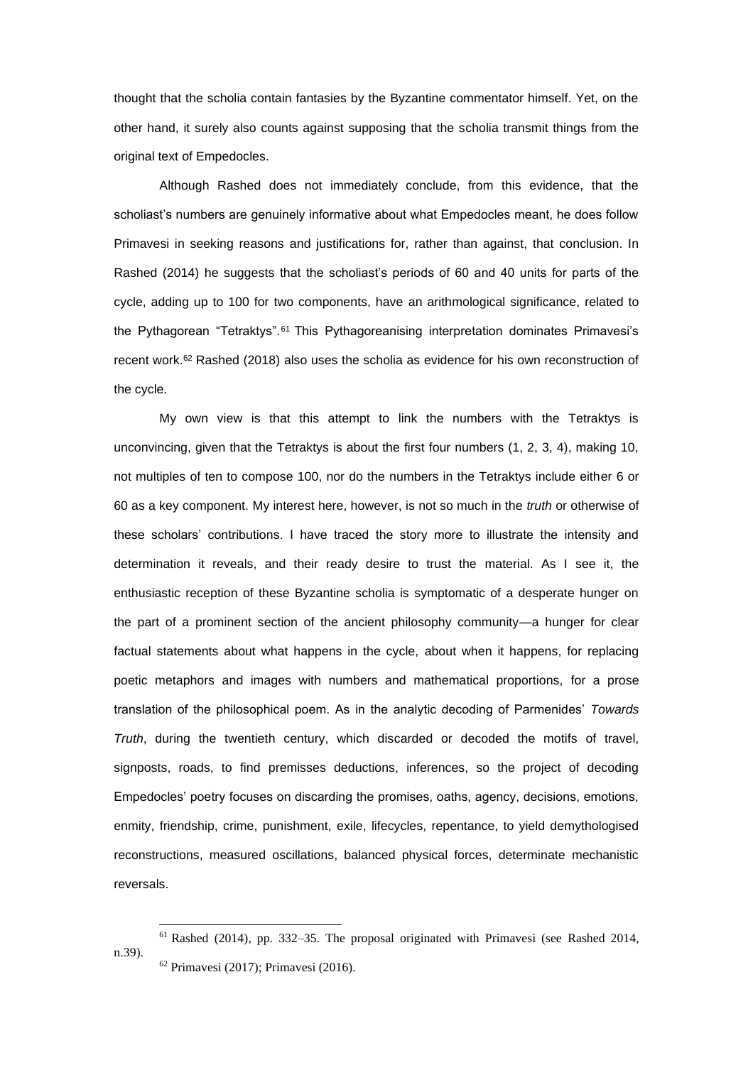thought that the scholia contain fantasies by the Byzantine commentator himself. Yet, on the other hand, it surely also counts against supposing that the scholia transmit things from the original text of Empedocles.

Although Rashed does not immediately conclude, from this evidence, that the scholiast's numbers are genuinely informative about what Empedocles meant, he does follow Primavesi in seeking reasons and justifications for, rather than against, that conclusion. In Rashed (2014) he suggests that the scholiast's periods of 60 and 40 units for parts of the cycle, adding up to 100 for two components, have an arithmological significance, related to the Pythagorean "Tetraktys".[61] This Pythagoreanising interpretation dominates Primavesi's recent work.[62] Rashed (2018) also uses the scholia as evidence for his own reconstruction of the cycle.

My own view is that this attempt to link the numbers with the Tetraktys is unconvincing, given that the Tetraktys is about the first four numbers (1, 2, 3, 4), making 10, not multiples of ten to compose 100, nor do the numbers in the Tetraktys include either 6 or 60 as a key component. My interest here, however, is not so much in the *truth* or otherwise of these scholars' contributions. I have traced the story more to illustrate the intensity and determination it reveals, and their ready desire to trust the material. As I see it, the enthusiastic reception of these Byzantine scholia is symptomatic of a desperate hunger on the part of a prominent section of the ancient philosophy community—a hunger for clear factual statements about what happens in the cycle, about when it happens, for replacing poetic metaphors and images with numbers and mathematical proportions, for a prose translation of the philosophical poem. As in the analytic decoding of Parmenides' *Towards Truth*, during the twentieth century, which discarded or decoded the motifs of travel, signposts, roads, to find premisses deductions, inferences, so the project of decoding Empedocles' poetry focuses on discarding the promises, oaths, agency, decisions, emotions, enmity, friendship, crime, punishment, exile, lifecycles, repentance, to yield demythologised reconstructions, measured oscillations, balanced physical forces, determinate mechanistic reversals.

[61] Rashed (2014), pp. 332–35. The proposal originated with Primavesi (see Rashed 2014, n.39).

[62] Primavesi (2017); Primavesi (2016).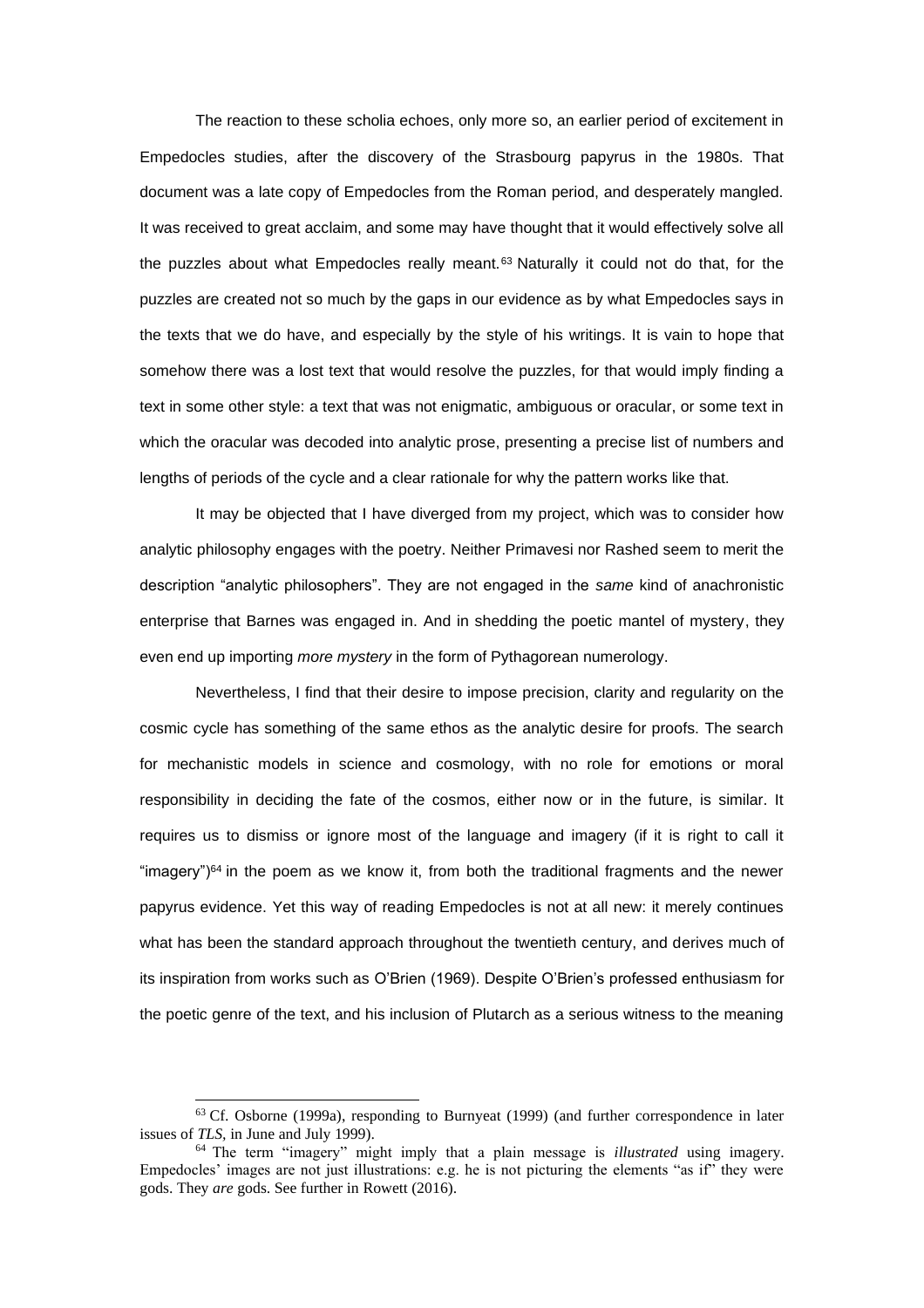The reaction to these scholia echoes, only more so, an earlier period of excitement in Empedocles studies, after the discovery of the Strasbourg papyrus in the 1980s. That document was a late copy of Empedocles from the Roman period, and desperately mangled. It was received to great acclaim, and some may have thought that it would effectively solve all the puzzles about what Empedocles really meant.[63] Naturally it could not do that, for the puzzles are created not so much by the gaps in our evidence as by what Empedocles says in the texts that we do have, and especially by the style of his writings. It is vain to hope that somehow there was a lost text that would resolve the puzzles, for that would imply finding a text in some other style: a text that was not enigmatic, ambiguous or oracular, or some text in which the oracular was decoded into analytic prose, presenting a precise list of numbers and lengths of periods of the cycle and a clear rationale for why the pattern works like that.

It may be objected that I have diverged from my project, which was to consider how analytic philosophy engages with the poetry. Neither Primavesi nor Rashed seem to merit the description "analytic philosophers". They are not engaged in the *same* kind of anachronistic enterprise that Barnes was engaged in. And in shedding the poetic mantel of mystery, they even end up importing *more mystery* in the form of Pythagorean numerology.

Nevertheless, I find that their desire to impose precision, clarity and regularity on the cosmic cycle has something of the same ethos as the analytic desire for proofs. The search for mechanistic models in science and cosmology, with no role for emotions or moral responsibility in deciding the fate of the cosmos, either now or in the future, is similar. It requires us to dismiss or ignore most of the language and imagery (if it is right to call it "imagery")[64] in the poem as we know it, from both the traditional fragments and the newer papyrus evidence. Yet this way of reading Empedocles is not at all new: it merely continues what has been the standard approach throughout the twentieth century, and derives much of its inspiration from works such as O'Brien (1969). Despite O'Brien's professed enthusiasm for the poetic genre of the text, and his inclusion of Plutarch as a serious witness to the meaning

---

[63] Cf. Osborne (1999a), responding to Burnyeat (1999) (and further correspondence in later issues of *TLS*, in June and July 1999).

[64] The term "imagery" might imply that a plain message is *illustrated* using imagery. Empedocles' images are not just illustrations: e.g. he is not picturing the elements "as if" they were gods. They *are* gods. See further in Rowett (2016).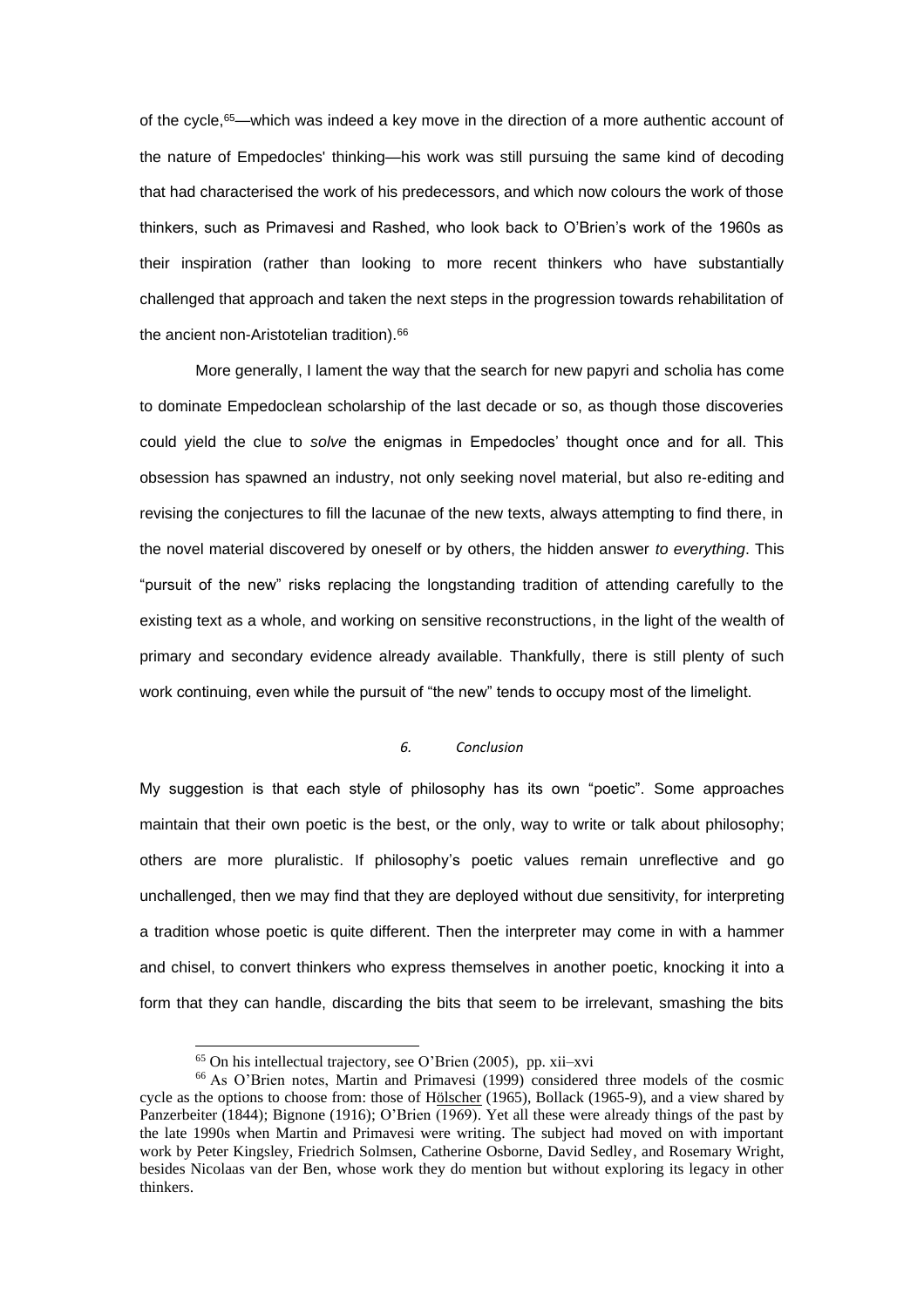of the cycle,[65]—which was indeed a key move in the direction of a more authentic account of the nature of Empedocles' thinking—his work was still pursuing the same kind of decoding that had characterised the work of his predecessors, and which now colours the work of those thinkers, such as Primavesi and Rashed, who look back to O'Brien's work of the 1960s as their inspiration (rather than looking to more recent thinkers who have substantially challenged that approach and taken the next steps in the progression towards rehabilitation of the ancient non-Aristotelian tradition).[66]

More generally, I lament the way that the search for new papyri and scholia has come to dominate Empedoclean scholarship of the last decade or so, as though those discoveries could yield the clue to *solve* the enigmas in Empedocles' thought once and for all. This obsession has spawned an industry, not only seeking novel material, but also re-editing and revising the conjectures to fill the lacunae of the new texts, always attempting to find there, in the novel material discovered by oneself or by others, the hidden answer *to everything*. This "pursuit of the new" risks replacing the longstanding tradition of attending carefully to the existing text as a whole, and working on sensitive reconstructions, in the light of the wealth of primary and secondary evidence already available. Thankfully, there is still plenty of such work continuing, even while the pursuit of "the new" tends to occupy most of the limelight.

## 6. Conclusion

My suggestion is that each style of philosophy has its own "poetic". Some approaches maintain that their own poetic is the best, or the only, way to write or talk about philosophy; others are more pluralistic. If philosophy's poetic values remain unreflective and go unchallenged, then we may find that they are deployed without due sensitivity, for interpreting a tradition whose poetic is quite different. Then the interpreter may come in with a hammer and chisel, to convert thinkers who express themselves in another poetic, knocking it into a form that they can handle, discarding the bits that seem to be irrelevant, smashing the bits

[65] On his intellectual trajectory, see O'Brien (2005), pp. xii–xvi

[66] As O'Brien notes, Martin and Primavesi (1999) considered three models of the cosmic cycle as the options to choose from: those of Hölscher (1965), Bollack (1965-9), and a view shared by Panzerbeiter (1844); Bignone (1916); O'Brien (1969). Yet all these were already things of the past by the late 1990s when Martin and Primavesi were writing. The subject had moved on with important work by Peter Kingsley, Friedrich Solmsen, Catherine Osborne, David Sedley, and Rosemary Wright, besides Nicolaas van der Ben, whose work they do mention but without exploring its legacy in other thinkers.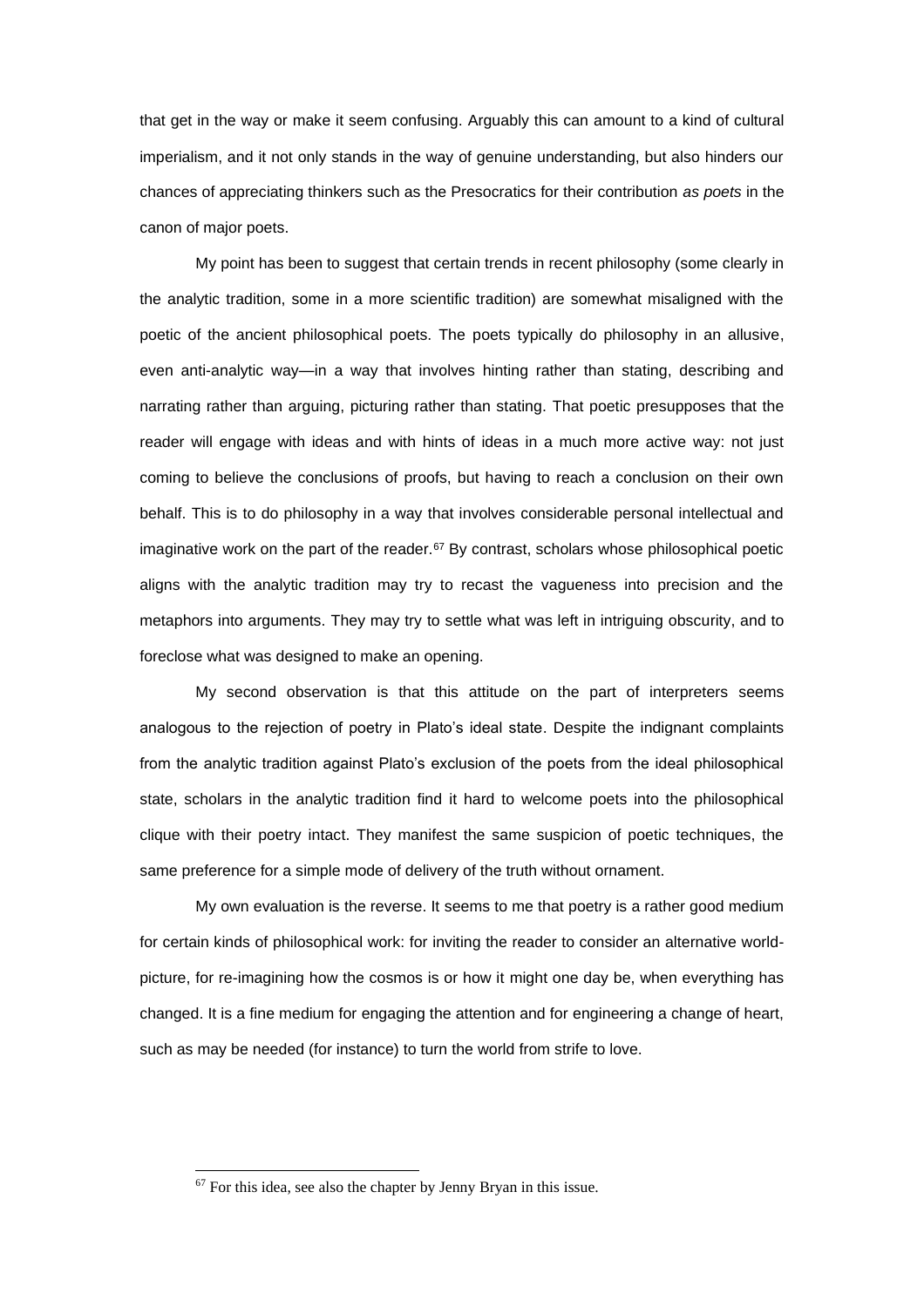that get in the way or make it seem confusing. Arguably this can amount to a kind of cultural imperialism, and it not only stands in the way of genuine understanding, but also hinders our chances of appreciating thinkers such as the Presocratics for their contribution *as poets* in the canon of major poets.

My point has been to suggest that certain trends in recent philosophy (some clearly in the analytic tradition, some in a more scientific tradition) are somewhat misaligned with the poetic of the ancient philosophical poets. The poets typically do philosophy in an allusive, even anti-analytic way—in a way that involves hinting rather than stating, describing and narrating rather than arguing, picturing rather than stating. That poetic presupposes that the reader will engage with ideas and with hints of ideas in a much more active way: not just coming to believe the conclusions of proofs, but having to reach a conclusion on their own behalf. This is to do philosophy in a way that involves considerable personal intellectual and imaginative work on the part of the reader.[67] By contrast, scholars whose philosophical poetic aligns with the analytic tradition may try to recast the vagueness into precision and the metaphors into arguments. They may try to settle what was left in intriguing obscurity, and to foreclose what was designed to make an opening.

My second observation is that this attitude on the part of interpreters seems analogous to the rejection of poetry in Plato's ideal state. Despite the indignant complaints from the analytic tradition against Plato's exclusion of the poets from the ideal philosophical state, scholars in the analytic tradition find it hard to welcome poets into the philosophical clique with their poetry intact. They manifest the same suspicion of poetic techniques, the same preference for a simple mode of delivery of the truth without ornament.

My own evaluation is the reverse. It seems to me that poetry is a rather good medium for certain kinds of philosophical work: for inviting the reader to consider an alternative world-picture, for re-imagining how the cosmos is or how it might one day be, when everything has changed. It is a fine medium for engaging the attention and for engineering a change of heart, such as may be needed (for instance) to turn the world from strife to love.

[67] For this idea, see also the chapter by Jenny Bryan in this issue.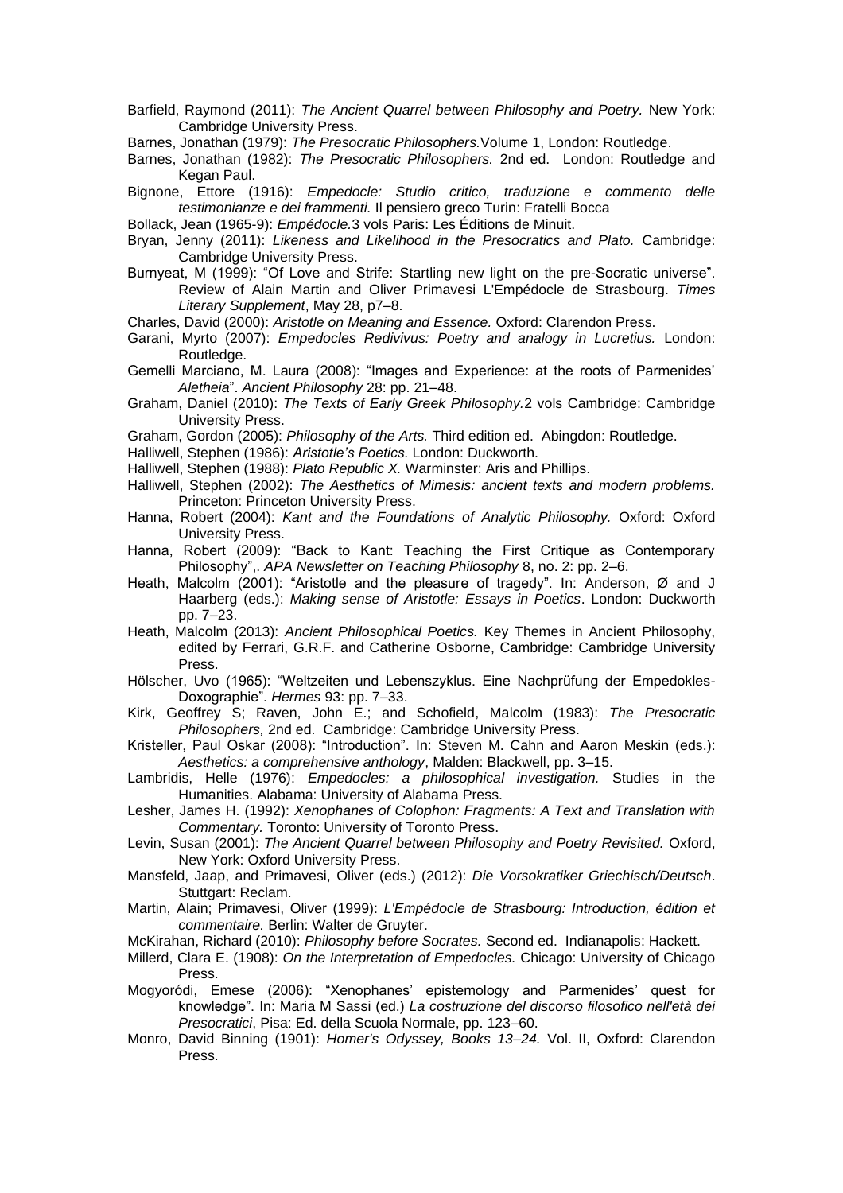Barfield, Raymond (2011): *The Ancient Quarrel between Philosophy and Poetry.* New York: Cambridge University Press.

Barnes, Jonathan (1979): *The Presocratic Philosophers.*Volume 1, London: Routledge.

Barnes, Jonathan (1982): *The Presocratic Philosophers.* 2nd ed. London: Routledge and Kegan Paul.

Bignone, Ettore (1916): *Empedocle: Studio critico, traduzione e commento delle testimonianze e dei frammenti.* Il pensiero greco Turin: Fratelli Bocca

Bollack, Jean (1965-9): *Empédocle.*3 vols Paris: Les Éditions de Minuit.

Bryan, Jenny (2011): *Likeness and Likelihood in the Presocratics and Plato.* Cambridge: Cambridge University Press.

Burnyeat, M (1999): "Of Love and Strife: Startling new light on the pre-Socratic universe". Review of Alain Martin and Oliver Primavesi L'Empédocle de Strasbourg. *Times Literary Supplement*, May 28, p7–8.

Charles, David (2000): *Aristotle on Meaning and Essence.* Oxford: Clarendon Press.

Garani, Myrto (2007): *Empedocles Redivivus: Poetry and analogy in Lucretius.* London: Routledge.

Gemelli Marciano, M. Laura (2008): "Images and Experience: at the roots of Parmenides' *Aletheia*". *Ancient Philosophy* 28: pp. 21–48.

Graham, Daniel (2010): *The Texts of Early Greek Philosophy.*2 vols Cambridge: Cambridge University Press.

Graham, Gordon (2005): *Philosophy of the Arts.* Third edition ed. Abingdon: Routledge.

Halliwell, Stephen (1986): *Aristotle's Poetics.* London: Duckworth.

Halliwell, Stephen (1988): *Plato Republic X.* Warminster: Aris and Phillips.

Halliwell, Stephen (2002): *The Aesthetics of Mimesis: ancient texts and modern problems.* Princeton: Princeton University Press.

Hanna, Robert (2004): *Kant and the Foundations of Analytic Philosophy.* Oxford: Oxford University Press.

Hanna, Robert (2009): "Back to Kant: Teaching the First Critique as Contemporary Philosophy",. *APA Newsletter on Teaching Philosophy* 8, no. 2: pp. 2–6.

Heath, Malcolm (2001): "Aristotle and the pleasure of tragedy". In: Anderson, Ø and J Haarberg (eds.): *Making sense of Aristotle: Essays in Poetics*. London: Duckworth pp. 7–23.

Heath, Malcolm (2013): *Ancient Philosophical Poetics.* Key Themes in Ancient Philosophy, edited by Ferrari, G.R.F. and Catherine Osborne, Cambridge: Cambridge University Press.

Hölscher, Uvo (1965): "Weltzeiten und Lebenszyklus. Eine Nachprüfung der Empedokles-Doxographie". *Hermes* 93: pp. 7–33.

Kirk, Geoffrey S; Raven, John E.; and Schofield, Malcolm (1983): *The Presocratic Philosophers,* 2nd ed. Cambridge: Cambridge University Press.

Kristeller, Paul Oskar (2008): "Introduction". In: Steven M. Cahn and Aaron Meskin (eds.): *Aesthetics: a comprehensive anthology*, Malden: Blackwell, pp. 3–15.

Lambridis, Helle (1976): *Empedocles: a philosophical investigation.* Studies in the Humanities. Alabama: University of Alabama Press.

Lesher, James H. (1992): *Xenophanes of Colophon: Fragments: A Text and Translation with Commentary.* Toronto: University of Toronto Press.

Levin, Susan (2001): *The Ancient Quarrel between Philosophy and Poetry Revisited.* Oxford, New York: Oxford University Press.

Mansfeld, Jaap, and Primavesi, Oliver (eds.) (2012): *Die Vorsokratiker Griechisch/Deutsch*. Stuttgart: Reclam.

Martin, Alain; Primavesi, Oliver (1999): *L'Empédocle de Strasbourg: Introduction, édition et commentaire.* Berlin: Walter de Gruyter.

McKirahan, Richard (2010): *Philosophy before Socrates.* Second ed. Indianapolis: Hackett.

Millerd, Clara E. (1908): *On the Interpretation of Empedocles.* Chicago: University of Chicago Press.

Mogyoródi, Emese (2006): "Xenophanes' epistemology and Parmenides' quest for knowledge". In: Maria M Sassi (ed.) *La costruzione del discorso filosofico nell'età dei Presocratici*, Pisa: Ed. della Scuola Normale, pp. 123–60.

Monro, David Binning (1901): *Homer's Odyssey, Books 13–24.* Vol. II, Oxford: Clarendon Press.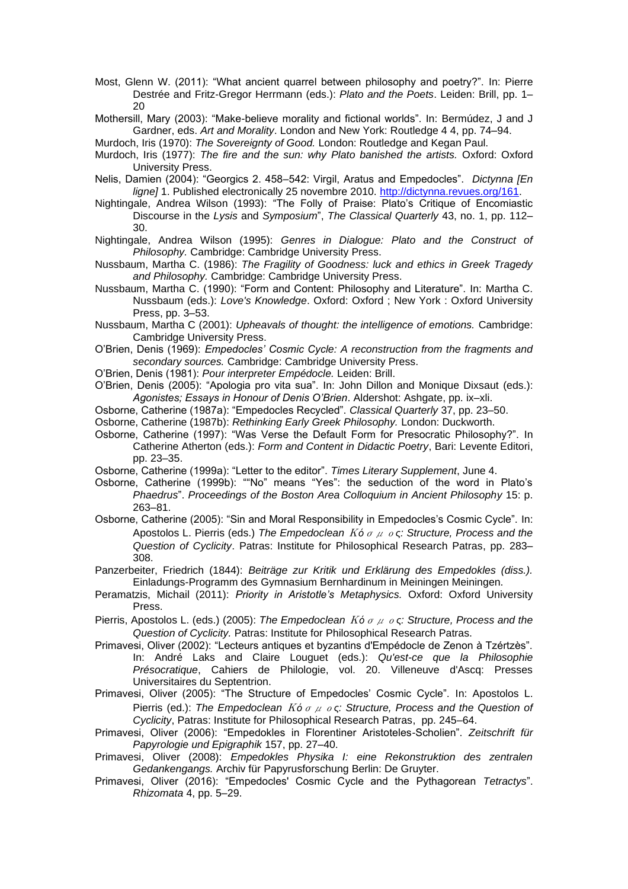Most, Glenn W. (2011): "What ancient quarrel between philosophy and poetry?". In: Pierre Destrée and Fritz-Gregor Herrmann (eds.): *Plato and the Poets*. Leiden: Brill, pp. 1–20

Mothersill, Mary (2003): "Make-believe morality and fictional worlds". In: Bermúdez, J and J Gardner, eds. *Art and Morality*. London and New York: Routledge 4 4, pp. 74–94.

Murdoch, Iris (1970): *The Sovereignty of Good.* London: Routledge and Kegan Paul.

Murdoch, Iris (1977): *The fire and the sun: why Plato banished the artists.* Oxford: Oxford University Press.

Nelis, Damien (2004): "Georgics 2. 458–542: Virgil, Aratus and Empedocles". *Dictynna [En ligne]* 1. Published electronically 25 novembre 2010. http://dictynna.revues.org/161.

Nightingale, Andrea Wilson (1993): "The Folly of Praise: Plato's Critique of Encomiastic Discourse in the *Lysis* and *Symposium*", *The Classical Quarterly* 43, no. 1, pp. 112–30.

Nightingale, Andrea Wilson (1995): *Genres in Dialogue: Plato and the Construct of Philosophy.* Cambridge: Cambridge University Press.

Nussbaum, Martha C. (1986): *The Fragility of Goodness: luck and ethics in Greek Tragedy and Philosophy.* Cambridge: Cambridge University Press.

Nussbaum, Martha C. (1990): "Form and Content: Philosophy and Literature". In: Martha C. Nussbaum (eds.): *Love's Knowledge*. Oxford: Oxford ; New York : Oxford University Press, pp. 3–53.

Nussbaum, Martha C (2001): *Upheavals of thought: the intelligence of emotions.* Cambridge: Cambridge University Press.

O'Brien, Denis (1969): *Empedocles' Cosmic Cycle: A reconstruction from the fragments and secondary sources.* Cambridge: Cambridge University Press.

O'Brien, Denis (1981): *Pour interpreter Empédocle.* Leiden: Brill.

O'Brien, Denis (2005): "Apologia pro vita sua". In: John Dillon and Monique Dixsaut (eds.): *Agonistes; Essays in Honour of Denis O'Brien*. Aldershot: Ashgate, pp. ix–xli.

Osborne, Catherine (1987a): "Empedocles Recycled". *Classical Quarterly* 37, pp. 23–50.

Osborne, Catherine (1987b): *Rethinking Early Greek Philosophy.* London: Duckworth.

Osborne, Catherine (1997): "Was Verse the Default Form for Presocratic Philosophy?". In Catherine Atherton (eds.): *Form and Content in Didactic Poetry*, Bari: Levente Editori, pp. 23–35.

Osborne, Catherine (1999a): "Letter to the editor". *Times Literary Supplement*, June 4.

Osborne, Catherine (1999b): ""No" means "Yes": the seduction of the word in Plato's *Phaedrus*". *Proceedings of the Boston Area Colloquium in Ancient Philosophy* 15: p. 263–81.

Osborne, Catherine (2005): "Sin and Moral Responsibility in Empedocles's Cosmic Cycle". In: Apostolos L. Pierris (eds.) *The Empedoclean Κόσμος: Structure, Process and the Question of Cyclicity*. Patras: Institute for Philosophical Research Patras, pp. 283–308.

Panzerbeiter, Friedrich (1844): *Beiträge zur Kritik und Erklärung des Empedokles (diss.).* Einladungs-Programm des Gymnasium Bernhardinum in Meiningen Meiningen.

Peramatzis, Michail (2011): *Priority in Aristotle's Metaphysics.* Oxford: Oxford University Press.

Pierris, Apostolos L. (eds.) (2005): *The Empedoclean Κόσμος: Structure, Process and the Question of Cyclicity.* Patras: Institute for Philosophical Research Patras.

Primavesi, Oliver (2002): "Lecteurs antiques et byzantins d'Empédocle de Zenon à Tzértzès". In: André Laks and Claire Louguet (eds.): *Qu'est-ce que la Philosophie Présocratique*, Cahiers de Philologie, vol. 20. Villeneuve d'Ascq: Presses Universitaires du Septentrion.

Primavesi, Oliver (2005): "The Structure of Empedocles' Cosmic Cycle". In: Apostolos L. Pierris (ed.): *The Empedoclean Κόσμος: Structure, Process and the Question of Cyclicity*, Patras: Institute for Philosophical Research Patras, pp. 245–64.

Primavesi, Oliver (2006): "Empedokles in Florentiner Aristoteles-Scholien". *Zeitschrift für Papyrologie und Epigraphik* 157, pp. 27–40.

Primavesi, Oliver (2008): *Empedokles Physika I: eine Rekonstruktion des zentralen Gedankengangs.* Archiv für Papyrusforschung Berlin: De Gruyter.

Primavesi, Oliver (2016): "Empedocles' Cosmic Cycle and the Pythagorean *Tetractys*". *Rhizomata* 4, pp. 5–29.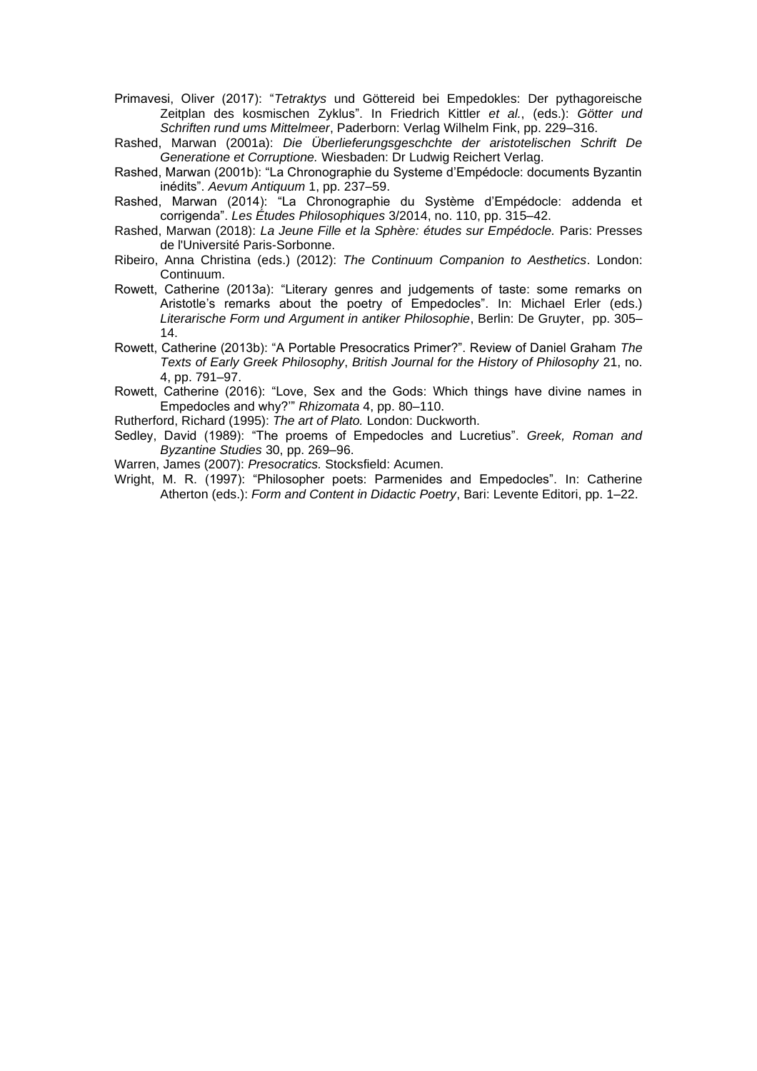Primavesi, Oliver (2017): "*Tetraktys* und Göttereid bei Empedokles: Der pythagoreische Zeitplan des kosmischen Zyklus". In Friedrich Kittler *et al.*, (eds.): *Götter und Schriften rund ums Mittelmeer*, Paderborn: Verlag Wilhelm Fink, pp. 229–316.

Rashed, Marwan (2001a): *Die Überlieferungsgeschchte der aristotelischen Schrift De Generatione et Corruptione.* Wiesbaden: Dr Ludwig Reichert Verlag.

Rashed, Marwan (2001b): "La Chronographie du Systeme d'Empédocle: documents Byzantin inédits". *Aevum Antiquum* 1, pp. 237–59.

Rashed, Marwan (2014): "La Chronographie du Système d'Empédocle: addenda et corrigenda". *Les Études Philosophiques* 3/2014, no. 110, pp. 315–42.

Rashed, Marwan (2018): *La Jeune Fille et la Sphère: études sur Empédocle.* Paris: Presses de l'Université Paris-Sorbonne.

Ribeiro, Anna Christina (eds.) (2012): *The Continuum Companion to Aesthetics*. London: Continuum.

Rowett, Catherine (2013a): "Literary genres and judgements of taste: some remarks on Aristotle's remarks about the poetry of Empedocles". In: Michael Erler (eds.) *Literarische Form und Argument in antiker Philosophie*, Berlin: De Gruyter, pp. 305–14.

Rowett, Catherine (2013b): "A Portable Presocratics Primer?". Review of Daniel Graham *The Texts of Early Greek Philosophy*, *British Journal for the History of Philosophy* 21, no. 4, pp. 791–97.

Rowett, Catherine (2016): "Love, Sex and the Gods: Which things have divine names in Empedocles and why?'" *Rhizomata* 4, pp. 80–110.

Rutherford, Richard (1995): *The art of Plato.* London: Duckworth.

Sedley, David (1989): "The proems of Empedocles and Lucretius". *Greek, Roman and Byzantine Studies* 30, pp. 269–96.

Warren, James (2007): *Presocratics.* Stocksfield: Acumen.

Wright, M. R. (1997): "Philosopher poets: Parmenides and Empedocles". In: Catherine Atherton (eds.): *Form and Content in Didactic Poetry*, Bari: Levente Editori, pp. 1–22.